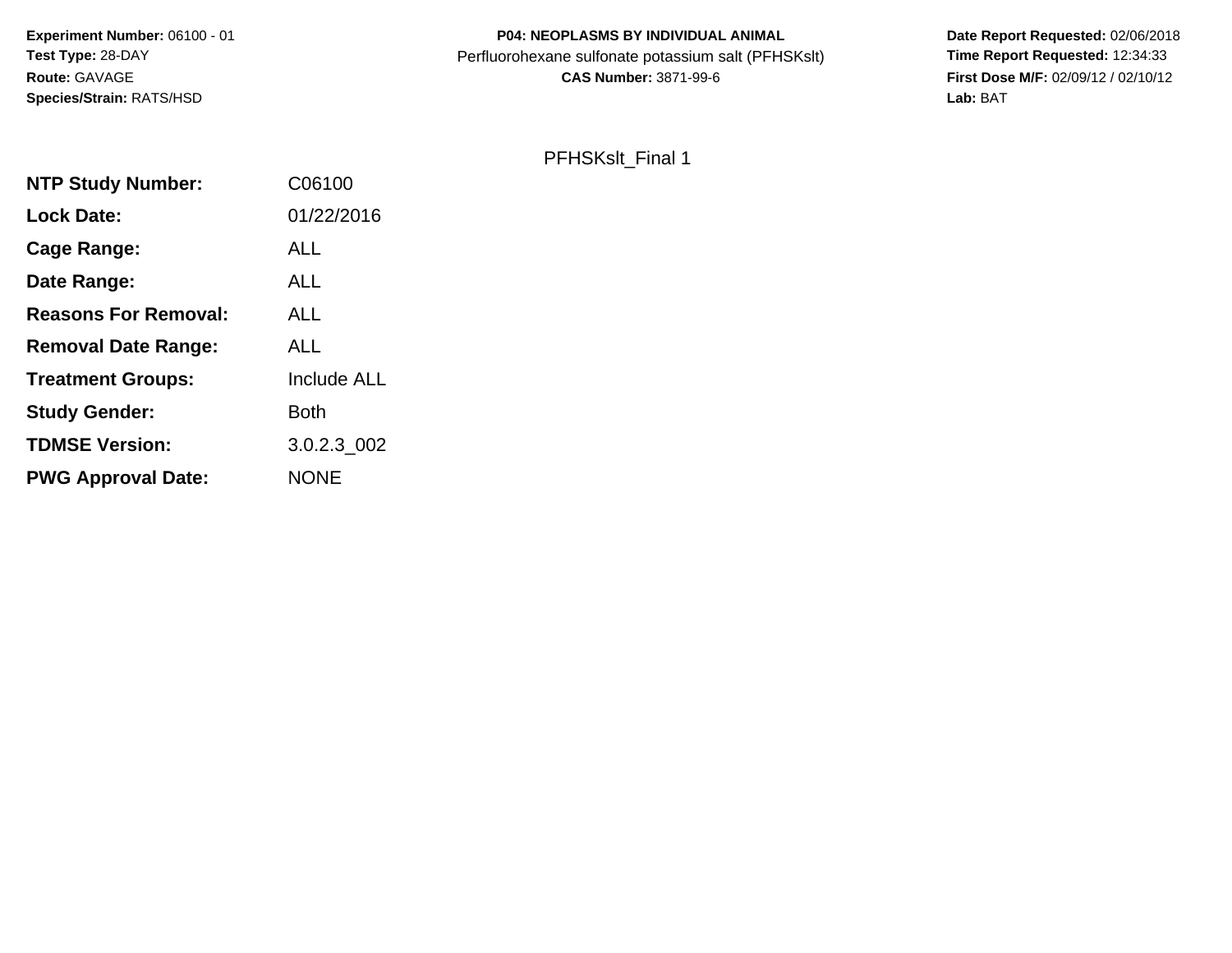**Experiment Number:** 06100 - 01
**Test Type:** 28-DAY
**Route:** GAVAGE
**Species/Strain:** RATS/HSD

**P04: NEOPLASMS BY INDIVIDUAL ANIMAL**
Perfluorohexane sulfonate potassium salt (PFHSKslt)
**CAS Number:** 3871-99-6

**Date Report Requested:** 02/06/2018
**Time Report Requested:** 12:34:33
**First Dose M/F:** 02/09/12 / 02/10/12
**Lab:** BAT

PFHSKslt_Final 1

| | |
|---|---|
| **NTP Study Number:** | C06100 |
| **Lock Date:** | 01/22/2016 |
| **Cage Range:** | ALL |
| **Date Range:** | ALL |
| **Reasons For Removal:** | ALL |
| **Removal Date Range:** | ALL |
| **Treatment Groups:** | Include ALL |
| **Study Gender:** | Both |
| **TDMSE Version:** | 3.0.2.3_002 |
| **PWG Approval Date:** | NONE |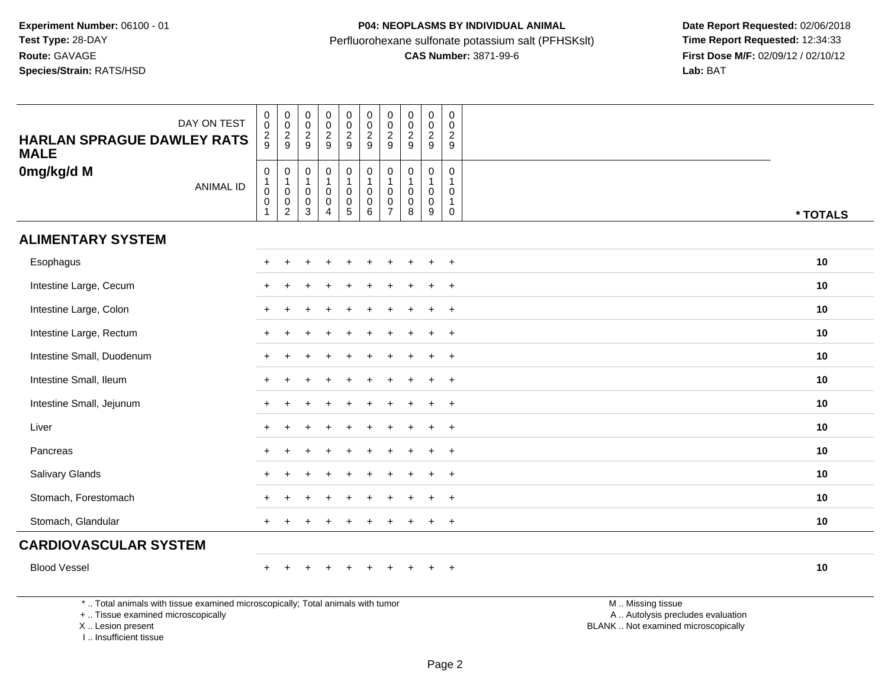**Experiment Number:** 06100 - 01
**Test Type:** 28-DAY
**Route:** GAVAGE
**Species/Strain:** RATS/HSD

**P04: NEOPLASMS BY INDIVIDUAL ANIMAL**
Perfluorohexane sulfonate potassium salt (PFHSKslt)
**CAS Number:** 3871-99-6

**Date Report Requested:** 02/06/2018
**Time Report Requested:** 12:34:33
**First Dose M/F:** 02/09/12 / 02/10/12
**Lab:** BAT

| DAY ON TEST | 0029 | 0029 | 0029 | 0029 | 0029 | 0029 | 0029 | 0029 | 0029 | 0029 | |
|---|---|---|---|---|---|---|---|---|---|---|---|
| **HARLAN SPRAGUE DAWLEY RATS MALE** | | | | | | | | | | | |
| **0mg/kg/d M** ANIMAL ID | 01001 | 01002 | 01003 | 01004 | 01005 | 01006 | 01007 | 01008 | 01009 | 01010 | *** TOTALS** |
| **ALIMENTARY SYSTEM** | | | | | | | | | | | |
| Esophagus | + | + | + | + | + | + | + | + | + | + | **10** |
| Intestine Large, Cecum | + | + | + | + | + | + | + | + | + | + | **10** |
| Intestine Large, Colon | + | + | + | + | + | + | + | + | + | + | **10** |
| Intestine Large, Rectum | + | + | + | + | + | + | + | + | + | + | **10** |
| Intestine Small, Duodenum | + | + | + | + | + | + | + | + | + | + | **10** |
| Intestine Small, Ileum | + | + | + | + | + | + | + | + | + | + | **10** |
| Intestine Small, Jejunum | + | + | + | + | + | + | + | + | + | + | **10** |
| Liver | + | + | + | + | + | + | + | + | + | + | **10** |
| Pancreas | + | + | + | + | + | + | + | + | + | + | **10** |
| Salivary Glands | + | + | + | + | + | + | + | + | + | + | **10** |
| Stomach, Forestomach | + | + | + | + | + | + | + | + | + | + | **10** |
| Stomach, Glandular | + | + | + | + | + | + | + | + | + | + | **10** |
| **CARDIOVASCULAR SYSTEM** | | | | | | | | | | | |
| Blood Vessel | + | + | + | + | + | + | + | + | + | + | **10** |

\* .. Total animals with tissue examined microscopically; Total animals with tumor
\+ .. Tissue examined microscopically
X .. Lesion present
I .. Insufficient tissue

M .. Missing tissue
A .. Autolysis precludes evaluation
BLANK .. Not examined microscopically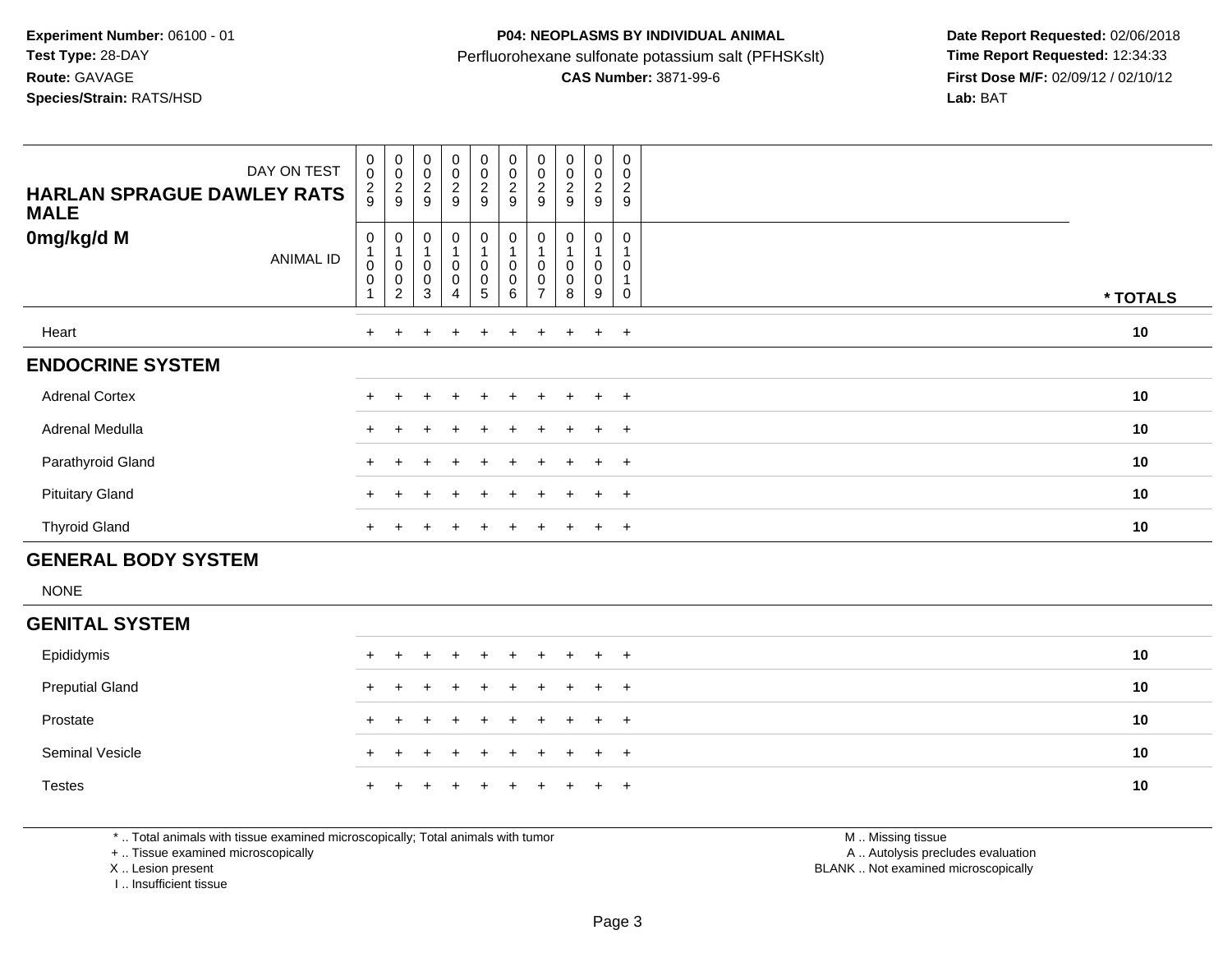**Experiment Number:** 06100 - 01
**Test Type:** 28-DAY
**Route:** GAVAGE
**Species/Strain:** RATS/HSD

**P04: NEOPLASMS BY INDIVIDUAL ANIMAL**
Perfluorohexane sulfonate potassium salt (PFHSKslt)
**CAS Number:** 3871-99-6

**Date Report Requested:** 02/06/2018
**Time Report Requested:** 12:34:33
**First Dose M/F:** 02/09/12 / 02/10/12
**Lab:** BAT

| DAY ON TEST | 0029 | 0029 | 0029 | 0029 | 0029 | 0029 | 0029 | 0029 | 0029 | 0029 | |
|---|---|---|---|---|---|---|---|---|---|---|---|
| **HARLAN SPRAGUE DAWLEY RATS MALE 0mg/kg/d M** ANIMAL ID | 01001 | 01002 | 01003 | 01004 | 01005 | 01006 | 01007 | 01008 | 01009 | 01010 | *** TOTALS** |
| Heart | + | + | + | + | + | + | + | + | + | + | **10** |
| **ENDOCRINE SYSTEM** | | | | | | | | | | | |
| Adrenal Cortex | + | + | + | + | + | + | + | + | + | + | **10** |
| Adrenal Medulla | + | + | + | + | + | + | + | + | + | + | **10** |
| Parathyroid Gland | + | + | + | + | + | + | + | + | + | + | **10** |
| Pituitary Gland | + | + | + | + | + | + | + | + | + | + | **10** |
| Thyroid Gland | + | + | + | + | + | + | + | + | + | + | **10** |
| **GENERAL BODY SYSTEM** | | | | | | | | | | | |
| NONE | | | | | | | | | | | |
| **GENITAL SYSTEM** | | | | | | | | | | | |
| Epididymis | + | + | + | + | + | + | + | + | + | + | **10** |
| Preputial Gland | + | + | + | + | + | + | + | + | + | + | **10** |
| Prostate | + | + | + | + | + | + | + | + | + | + | **10** |
| Seminal Vesicle | + | + | + | + | + | + | + | + | + | + | **10** |
| Testes | + | + | + | + | + | + | + | + | + | + | **10** |

* .. Total animals with tissue examined microscopically; Total animals with tumor
+ .. Tissue examined microscopically
X .. Lesion present
I .. Insufficient tissue

M .. Missing tissue
A .. Autolysis precludes evaluation
BLANK .. Not examined microscopically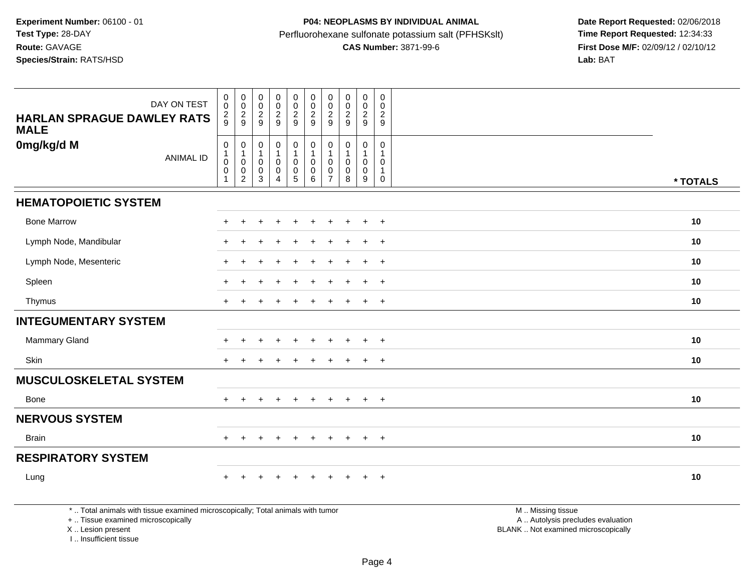**Experiment Number:** 06100 - 01
**Test Type:** 28-DAY
**Route:** GAVAGE
**Species/Strain:** RATS/HSD

**P04: NEOPLASMS BY INDIVIDUAL ANIMAL**
Perfluorohexane sulfonate potassium salt (PFHSKslt)
**CAS Number:** 3871-99-6

**Date Report Requested:** 02/06/2018
**Time Report Requested:** 12:34:33
**First Dose M/F:** 02/09/12 / 02/10/12
**Lab:** BAT

| HARLAN SPRAGUE DAWLEY RATS MALE 0mg/kg/d M | DAY ON TEST | 0029 | 0029 | 0029 | 0029 | 0029 | 0029 | 0029 | 0029 | 0029 | 0029 | |
|---|---|---|---|---|---|---|---|---|---|---|---|---|
| | ANIMAL ID | 01001 | 01002 | 01003 | 01004 | 01005 | 01006 | 01007 | 01008 | 01009 | 01010 | * TOTALS |
| **HEMATOPOIETIC SYSTEM** | | | | | | | | | | | | |
| Bone Marrow | | + | + | + | + | + | + | + | + | + | + | 10 |
| Lymph Node, Mandibular | | + | + | + | + | + | + | + | + | + | + | 10 |
| Lymph Node, Mesenteric | | + | + | + | + | + | + | + | + | + | + | 10 |
| Spleen | | + | + | + | + | + | + | + | + | + | + | 10 |
| Thymus | | + | + | + | + | + | + | + | + | + | + | 10 |
| **INTEGUMENTARY SYSTEM** | | | | | | | | | | | | |
| Mammary Gland | | + | + | + | + | + | + | + | + | + | + | 10 |
| Skin | | + | + | + | + | + | + | + | + | + | + | 10 |
| **MUSCULOSKELETAL SYSTEM** | | | | | | | | | | | | |
| Bone | | + | + | + | + | + | + | + | + | + | + | 10 |
| **NERVOUS SYSTEM** | | | | | | | | | | | | |
| Brain | | + | + | + | + | + | + | + | + | + | + | 10 |
| **RESPIRATORY SYSTEM** | | | | | | | | | | | | |
| Lung | | + | + | + | + | + | + | + | + | + | + | 10 |

\* .. Total animals with tissue examined microscopically; Total animals with tumor
\+ .. Tissue examined microscopically
X .. Lesion present
I .. Insufficient tissue

M .. Missing tissue
A .. Autolysis precludes evaluation
BLANK .. Not examined microscopically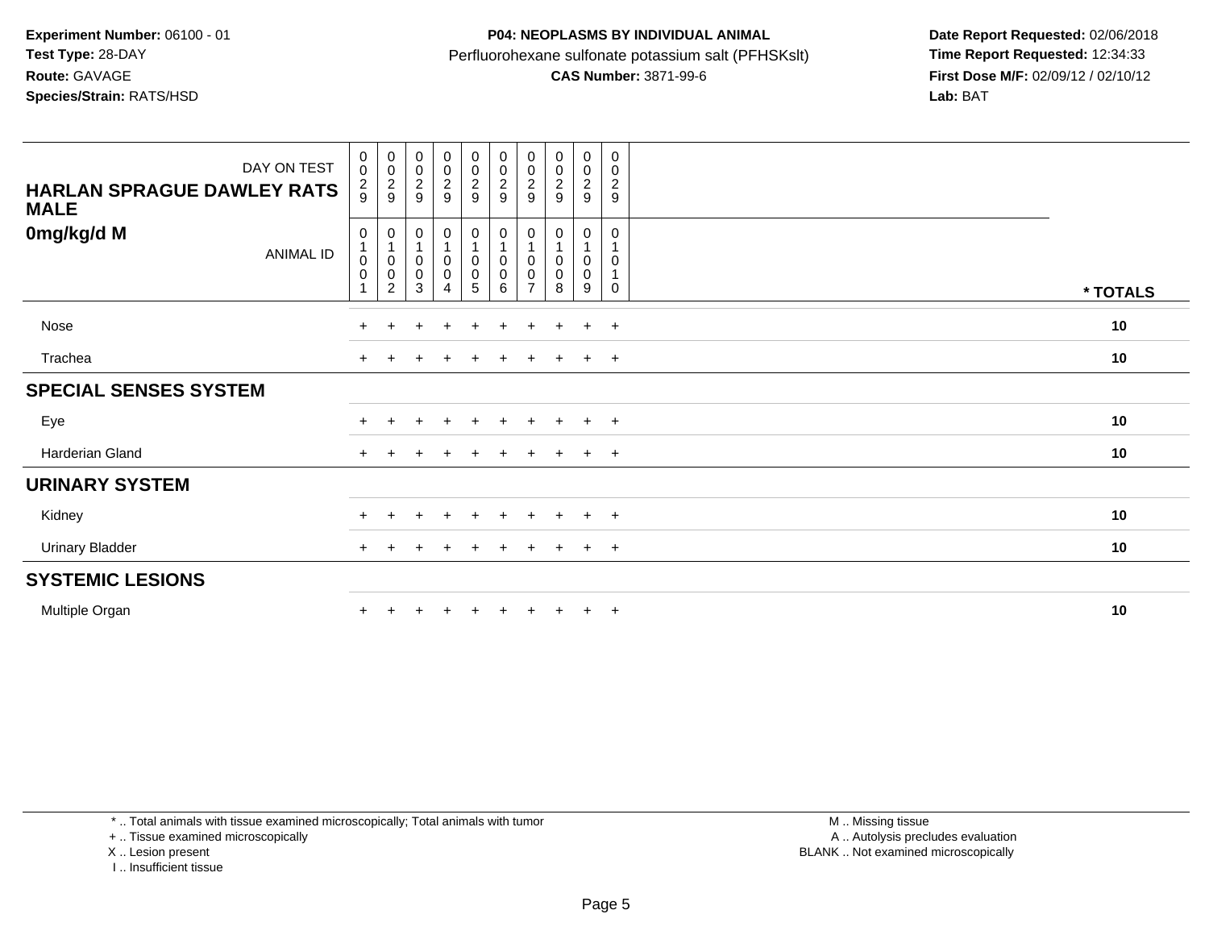**Experiment Number:** 06100 - 01
**Test Type:** 28-DAY
**Route:** GAVAGE
**Species/Strain:** RATS/HSD

**P04: NEOPLASMS BY INDIVIDUAL ANIMAL**
Perfluorohexane sulfonate potassium salt (PFHSKslt)
**CAS Number:** 3871-99-6

**Date Report Requested:** 02/06/2018
**Time Report Requested:** 12:34:33
**First Dose M/F:** 02/09/12 / 02/10/12
**Lab:** BAT

| DAY ON TEST | 0029 | 0029 | 0029 | 0029 | 0029 | 0029 | 0029 | 0029 | 0029 | 0029 | |
|---|---|---|---|---|---|---|---|---|---|---|---|
| **HARLAN SPRAGUE DAWLEY RATS MALE** | | | | | | | | | | | |
| **0mg/kg/d M** ANIMAL ID | 01001 | 01002 | 01003 | 01004 | 01005 | 01006 | 01007 | 01008 | 01009 | 01010 | *** TOTALS** |
| Nose | + | + | + | + | + | + | + | + | + | + | **10** |
| Trachea | + | + | + | + | + | + | + | + | + | + | **10** |
| **SPECIAL SENSES SYSTEM** | | | | | | | | | | | |
| Eye | + | + | + | + | + | + | + | + | + | + | **10** |
| Harderian Gland | + | + | + | + | + | + | + | + | + | + | **10** |
| **URINARY SYSTEM** | | | | | | | | | | | |
| Kidney | + | + | + | + | + | + | + | + | + | + | **10** |
| Urinary Bladder | + | + | + | + | + | + | + | + | + | + | **10** |
| **SYSTEMIC LESIONS** | | | | | | | | | | | |
| Multiple Organ | + | + | + | + | + | + | + | + | + | + | **10** |

* .. Total animals with tissue examined microscopically; Total animals with tumor
+ .. Tissue examined microscopically
X .. Lesion present
I .. Insufficient tissue

M .. Missing tissue
A .. Autolysis precludes evaluation
BLANK .. Not examined microscopically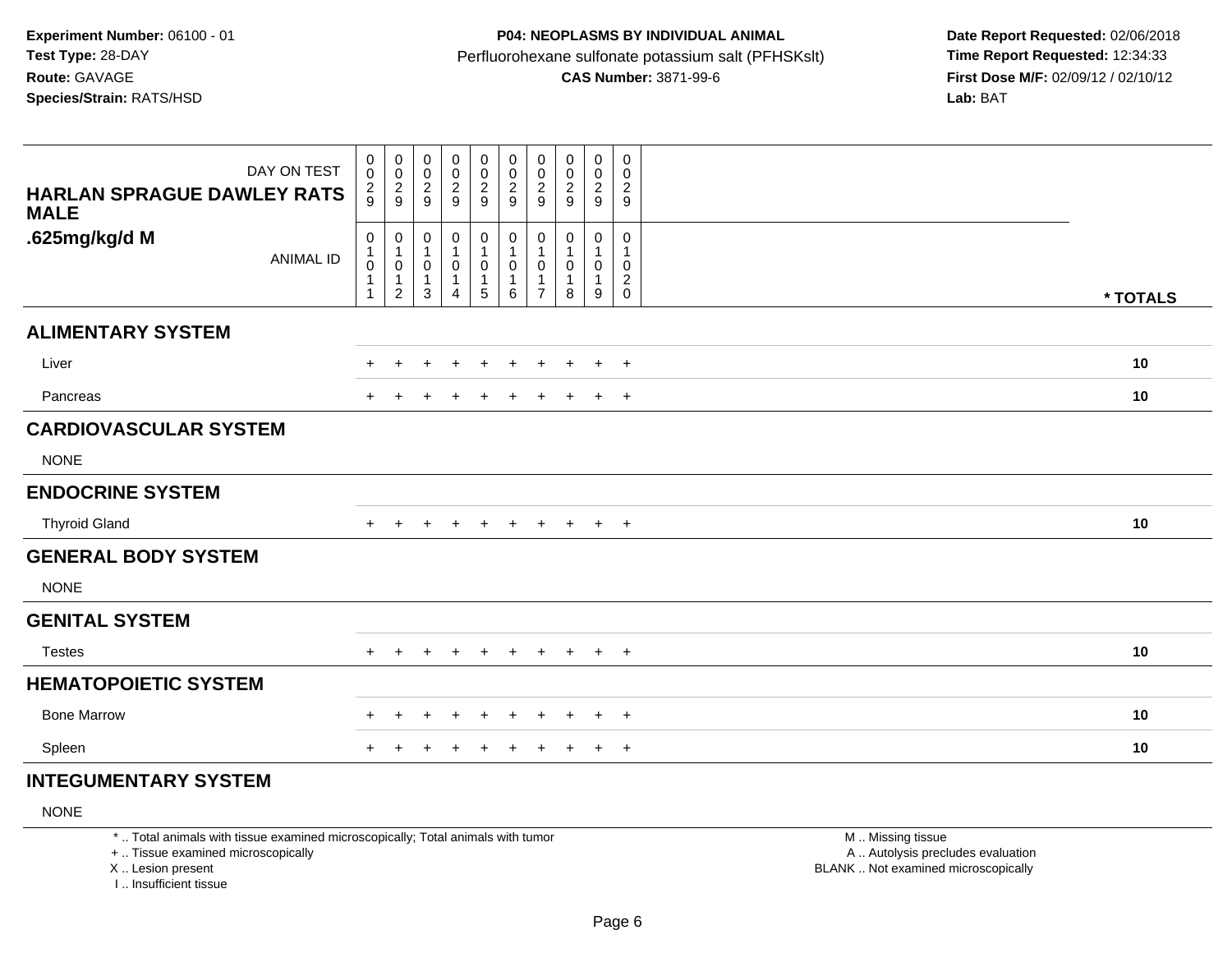**Experiment Number:** 06100 - 01
**Test Type:** 28-DAY
**Route:** GAVAGE
**Species/Strain:** RATS/HSD

**P04: NEOPLASMS BY INDIVIDUAL ANIMAL**
Perfluorohexane sulfonate potassium salt (PFHSKslt)
**CAS Number:** 3871-99-6

**Date Report Requested:** 02/06/2018
**Time Report Requested:** 12:34:33
**First Dose M/F:** 02/09/12 / 02/10/12
**Lab:** BAT

| DAY ON TEST | 0029 | 0029 | 0029 | 0029 | 0029 | 0029 | 0029 | 0029 | 0029 | 0029 | |
|---|---|---|---|---|---|---|---|---|---|---|---|
| **HARLAN SPRAGUE DAWLEY RATS MALE** **.625mg/kg/d M** ANIMAL ID | 01011 | 01012 | 01013 | 01014 | 01015 | 01016 | 01017 | 01018 | 01019 | 01020 | *** TOTALS** |
| **ALIMENTARY SYSTEM** | | | | | | | | | | | |
| Liver | + | + | + | + | + | + | + | + | + | + | **10** |
| Pancreas | + | + | + | + | + | + | + | + | + | + | **10** |
| **CARDIOVASCULAR SYSTEM** | | | | | | | | | | | |
| NONE | | | | | | | | | | | |
| **ENDOCRINE SYSTEM** | | | | | | | | | | | |
| Thyroid Gland | + | + | + | + | + | + | + | + | + | + | **10** |
| **GENERAL BODY SYSTEM** | | | | | | | | | | | |
| NONE | | | | | | | | | | | |
| **GENITAL SYSTEM** | | | | | | | | | | | |
| Testes | + | + | + | + | + | + | + | + | + | + | **10** |
| **HEMATOPOIETIC SYSTEM** | | | | | | | | | | | |
| Bone Marrow | + | + | + | + | + | + | + | + | + | + | **10** |
| Spleen | + | + | + | + | + | + | + | + | + | + | **10** |
| **INTEGUMENTARY SYSTEM** | | | | | | | | | | | |
| NONE | | | | | | | | | | | |

* .. Total animals with tissue examined microscopically; Total animals with tumor
+ .. Tissue examined microscopically
X .. Lesion present
I .. Insufficient tissue

M .. Missing tissue
A .. Autolysis precludes evaluation
BLANK .. Not examined microscopically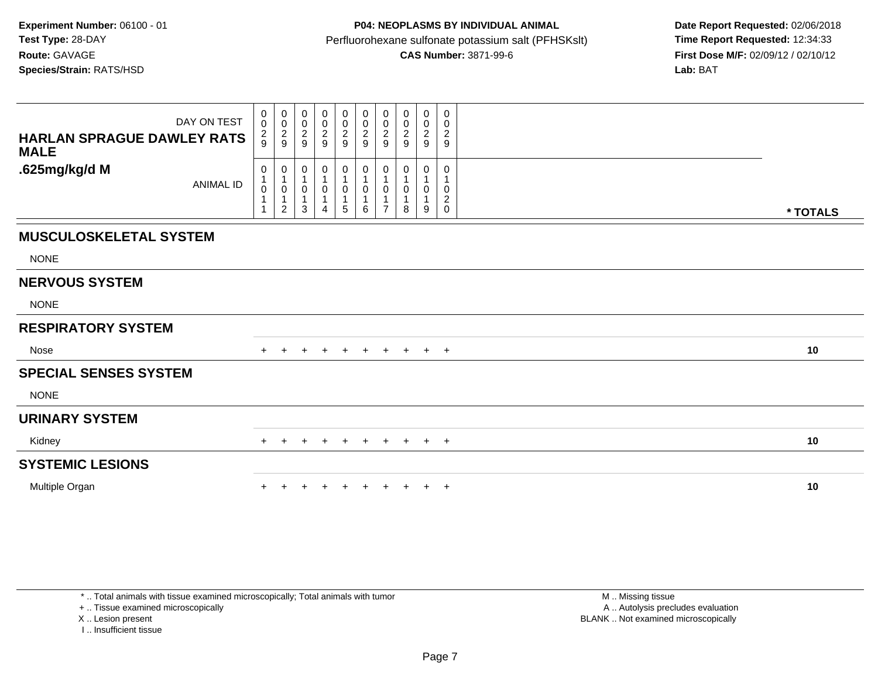**Experiment Number:** 06100 - 01
**Test Type:** 28-DAY
**Route:** GAVAGE
**Species/Strain:** RATS/HSD

**P04: NEOPLASMS BY INDIVIDUAL ANIMAL**
Perfluorohexane sulfonate potassium salt (PFHSKslt)
**CAS Number:** 3871-99-6

**Date Report Requested:** 02/06/2018
**Time Report Requested:** 12:34:33
**First Dose M/F:** 02/09/12 / 02/10/12
**Lab:** BAT

| HARLAN SPRAGUE DAWLEY RATS MALE .625mg/kg/d M | | | | | | | | | | | |
|---|---|---|---|---|---|---|---|---|---|---|---|
| DAY ON TEST | 0029 | 0029 | 0029 | 0029 | 0029 | 0029 | 0029 | 0029 | 0029 | 0029 | |
| ANIMAL ID | 01011 | 01012 | 01013 | 01014 | 01015 | 01016 | 01017 | 01018 | 01019 | 01020 | * TOTALS |
| **MUSCULOSKELETAL SYSTEM** | | | | | | | | | | | |
| NONE | | | | | | | | | | | |
| **NERVOUS SYSTEM** | | | | | | | | | | | |
| NONE | | | | | | | | | | | |
| **RESPIRATORY SYSTEM** | | | | | | | | | | | |
| Nose | + | + | + | + | + | + | + | + | + | + | 10 |
| **SPECIAL SENSES SYSTEM** | | | | | | | | | | | |
| NONE | | | | | | | | | | | |
| **URINARY SYSTEM** | | | | | | | | | | | |
| Kidney | + | + | + | + | + | + | + | + | + | + | 10 |
| **SYSTEMIC LESIONS** | | | | | | | | | | | |
| Multiple Organ | + | + | + | + | + | + | + | + | + | + | 10 |

* .. Total animals with tissue examined microscopically; Total animals with tumor
+ .. Tissue examined microscopically
X .. Lesion present
I .. Insufficient tissue

M .. Missing tissue
A .. Autolysis precludes evaluation
BLANK .. Not examined microscopically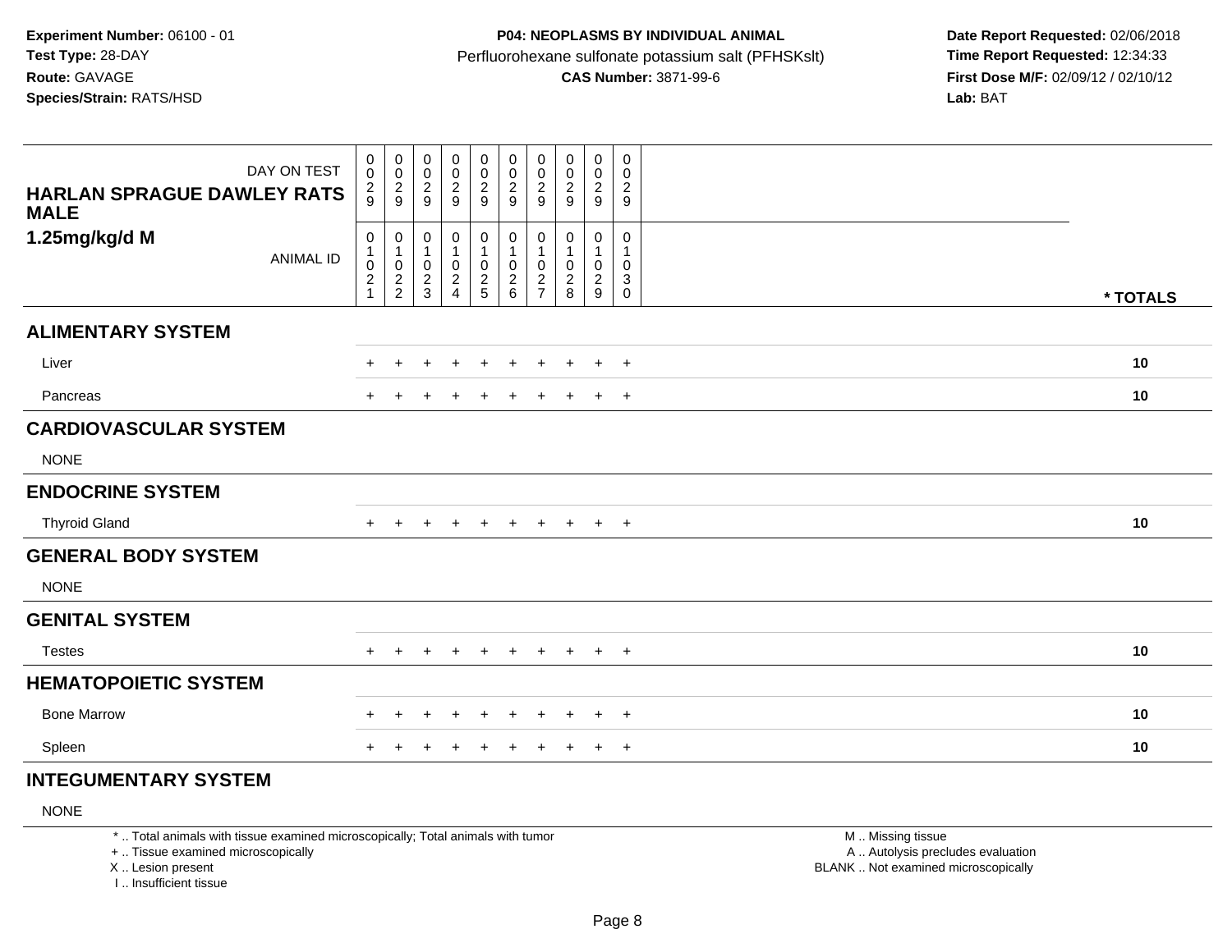**Experiment Number:** 06100 - 01
**Test Type:** 28-DAY
**Route:** GAVAGE
**Species/Strain:** RATS/HSD

**P04: NEOPLASMS BY INDIVIDUAL ANIMAL**
Perfluorohexane sulfonate potassium salt (PFHSKslt)
**CAS Number:** 3871-99-6

**Date Report Requested:** 02/06/2018
**Time Report Requested:** 12:34:33
**First Dose M/F:** 02/09/12 / 02/10/12
**Lab:** BAT

| DAY ON TEST | 0029 | 0029 | 0029 | 0029 | 0029 | 0029 | 0029 | 0029 | 0029 | 0029 | |
|---|---|---|---|---|---|---|---|---|---|---|---|
| **HARLAN SPRAGUE DAWLEY RATS MALE 1.25mg/kg/d M** ANIMAL ID | 01021 | 01022 | 01023 | 01024 | 01025 | 01026 | 01027 | 01028 | 01029 | 01030 | *** TOTALS** |
| **ALIMENTARY SYSTEM** | | | | | | | | | | | |
| Liver | + | + | + | + | + | + | + | + | + | + | **10** |
| Pancreas | + | + | + | + | + | + | + | + | + | + | **10** |
| **CARDIOVASCULAR SYSTEM** | | | | | | | | | | | |
| NONE | | | | | | | | | | | |
| **ENDOCRINE SYSTEM** | | | | | | | | | | | |
| Thyroid Gland | + | + | + | + | + | + | + | + | + | + | **10** |
| **GENERAL BODY SYSTEM** | | | | | | | | | | | |
| NONE | | | | | | | | | | | |
| **GENITAL SYSTEM** | | | | | | | | | | | |
| Testes | + | + | + | + | + | + | + | + | + | + | **10** |
| **HEMATOPOIETIC SYSTEM** | | | | | | | | | | | |
| Bone Marrow | + | + | + | + | + | + | + | + | + | + | **10** |
| Spleen | + | + | + | + | + | + | + | + | + | + | **10** |
| **INTEGUMENTARY SYSTEM** | | | | | | | | | | | |
| NONE | | | | | | | | | | | |

* .. Total animals with tissue examined microscopically; Total animals with tumor
+ .. Tissue examined microscopically
X .. Lesion present
I .. Insufficient tissue

M .. Missing tissue
A .. Autolysis precludes evaluation
BLANK .. Not examined microscopically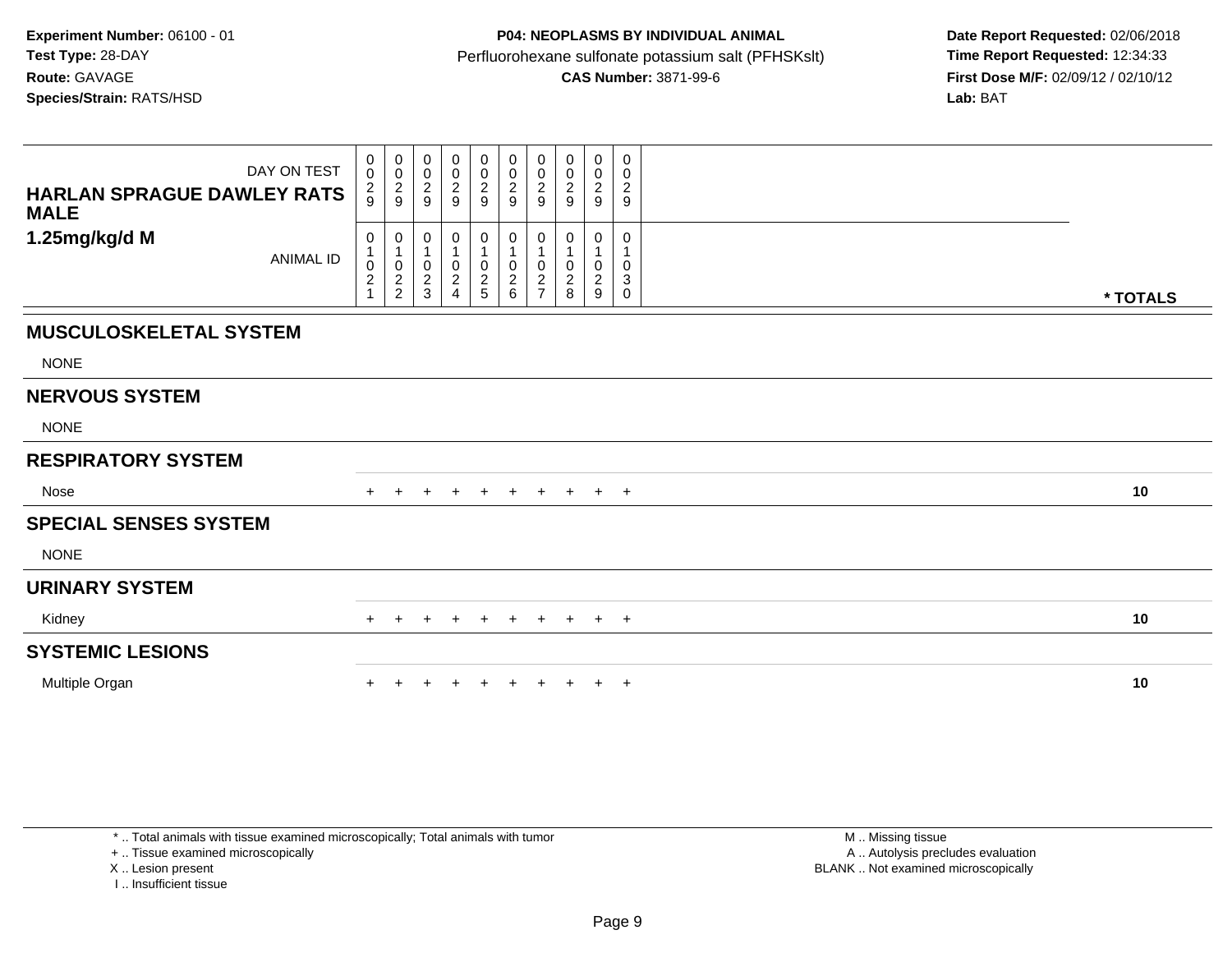**Experiment Number:** 06100 - 01
**Test Type:** 28-DAY
**Route:** GAVAGE
**Species/Strain:** RATS/HSD

**P04: NEOPLASMS BY INDIVIDUAL ANIMAL**
Perfluorohexane sulfonate potassium salt (PFHSKslt)
**CAS Number:** 3871-99-6

**Date Report Requested:** 02/06/2018
**Time Report Requested:** 12:34:33
**First Dose M/F:** 02/09/12 / 02/10/12
**Lab:** BAT

| HARLAN SPRAGUE DAWLEY RATS MALE 1.25mg/kg/d M | | | | | | | | | | | |
|---|---|---|---|---|---|---|---|---|---|---|---|
| DAY ON TEST | 0029 | 0029 | 0029 | 0029 | 0029 | 0029 | 0029 | 0029 | 0029 | 0029 | |
| ANIMAL ID | 01021 | 01022 | 01023 | 01024 | 01025 | 01026 | 01027 | 01028 | 01029 | 01030 | * TOTALS |
| **MUSCULOSKELETAL SYSTEM** | | | | | | | | | | | |
| NONE | | | | | | | | | | | |
| **NERVOUS SYSTEM** | | | | | | | | | | | |
| NONE | | | | | | | | | | | |
| **RESPIRATORY SYSTEM** | | | | | | | | | | | |
| Nose | + | + | + | + | + | + | + | + | + | + | 10 |
| **SPECIAL SENSES SYSTEM** | | | | | | | | | | | |
| NONE | | | | | | | | | | | |
| **URINARY SYSTEM** | | | | | | | | | | | |
| Kidney | + | + | + | + | + | + | + | + | + | + | 10 |
| **SYSTEMIC LESIONS** | | | | | | | | | | | |
| Multiple Organ | + | + | + | + | + | + | + | + | + | + | 10 |

* .. Total animals with tissue examined microscopically; Total animals with tumor
+ .. Tissue examined microscopically
X .. Lesion present
I .. Insufficient tissue

M .. Missing tissue
A .. Autolysis precludes evaluation
BLANK .. Not examined microscopically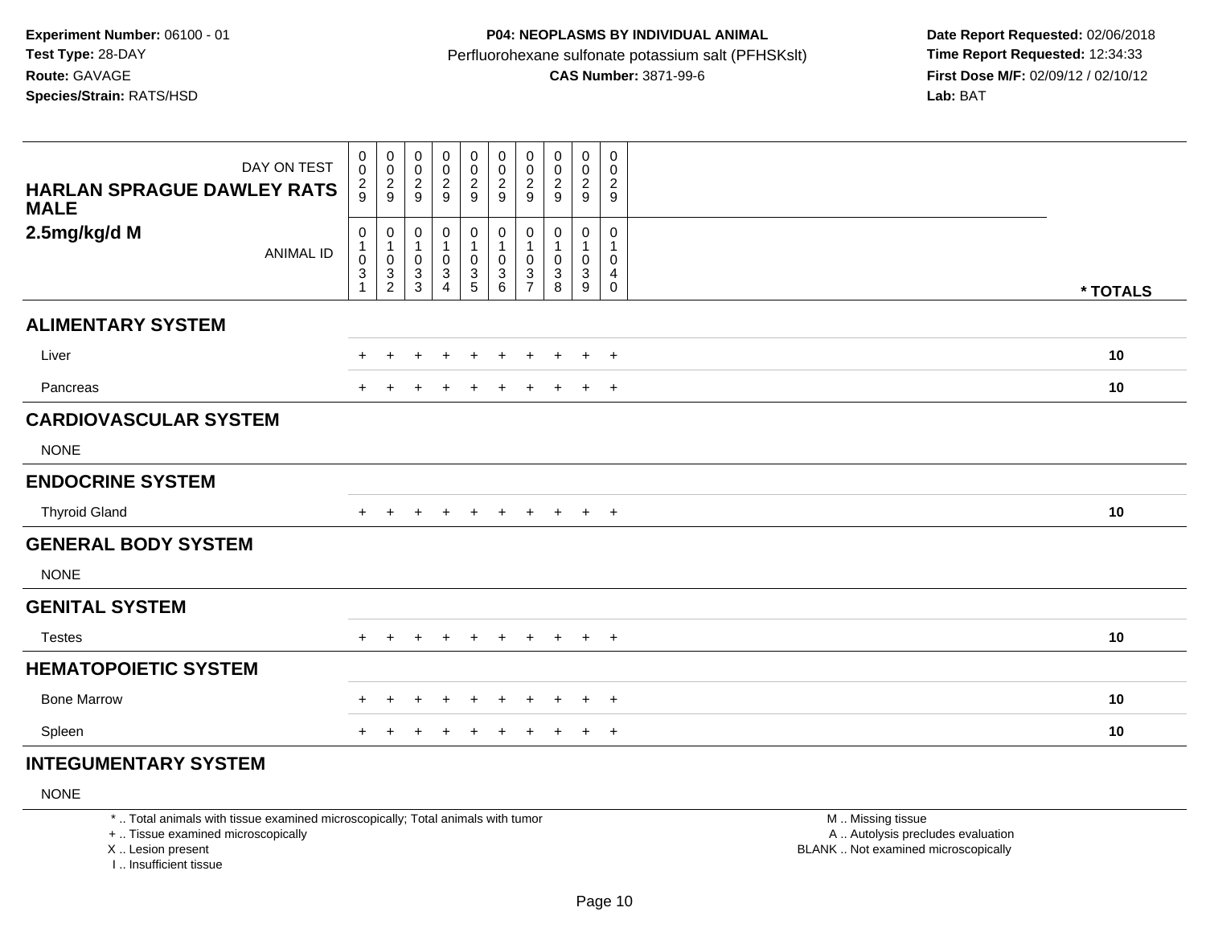**Experiment Number:** 06100 - 01
**Test Type:** 28-DAY
**Route:** GAVAGE
**Species/Strain:** RATS/HSD

**P04: NEOPLASMS BY INDIVIDUAL ANIMAL**
Perfluorohexane sulfonate potassium salt (PFHSKslt)
**CAS Number:** 3871-99-6

**Date Report Requested:** 02/06/2018
**Time Report Requested:** 12:34:33
**First Dose M/F:** 02/09/12 / 02/10/12
**Lab:** BAT

| DAY ON TEST | 0029 | 0029 | 0029 | 0029 | 0029 | 0029 | 0029 | 0029 | 0029 | 0029 | |
|---|---|---|---|---|---|---|---|---|---|---|---|
| **HARLAN SPRAGUE DAWLEY RATS MALE 2.5mg/kg/d M** ANIMAL ID | 01031 | 01032 | 01033 | 01034 | 01035 | 01036 | 01037 | 01038 | 01039 | 01040 | *** TOTALS** |
| **ALIMENTARY SYSTEM** | | | | | | | | | | | |
| Liver | + | + | + | + | + | + | + | + | + | + | **10** |
| Pancreas | + | + | + | + | + | + | + | + | + | + | **10** |
| **CARDIOVASCULAR SYSTEM** | | | | | | | | | | | |
| NONE | | | | | | | | | | | |
| **ENDOCRINE SYSTEM** | | | | | | | | | | | |
| Thyroid Gland | + | + | + | + | + | + | + | + | + | + | **10** |
| **GENERAL BODY SYSTEM** | | | | | | | | | | | |
| NONE | | | | | | | | | | | |
| **GENITAL SYSTEM** | | | | | | | | | | | |
| Testes | + | + | + | + | + | + | + | + | + | + | **10** |
| **HEMATOPOIETIC SYSTEM** | | | | | | | | | | | |
| Bone Marrow | + | + | + | + | + | + | + | + | + | + | **10** |
| Spleen | + | + | + | + | + | + | + | + | + | + | **10** |
| **INTEGUMENTARY SYSTEM** | | | | | | | | | | | |
| NONE | | | | | | | | | | | |

* .. Total animals with tissue examined microscopically; Total animals with tumor
+ .. Tissue examined microscopically
X .. Lesion present
I .. Insufficient tissue

M .. Missing tissue
A .. Autolysis precludes evaluation
BLANK .. Not examined microscopically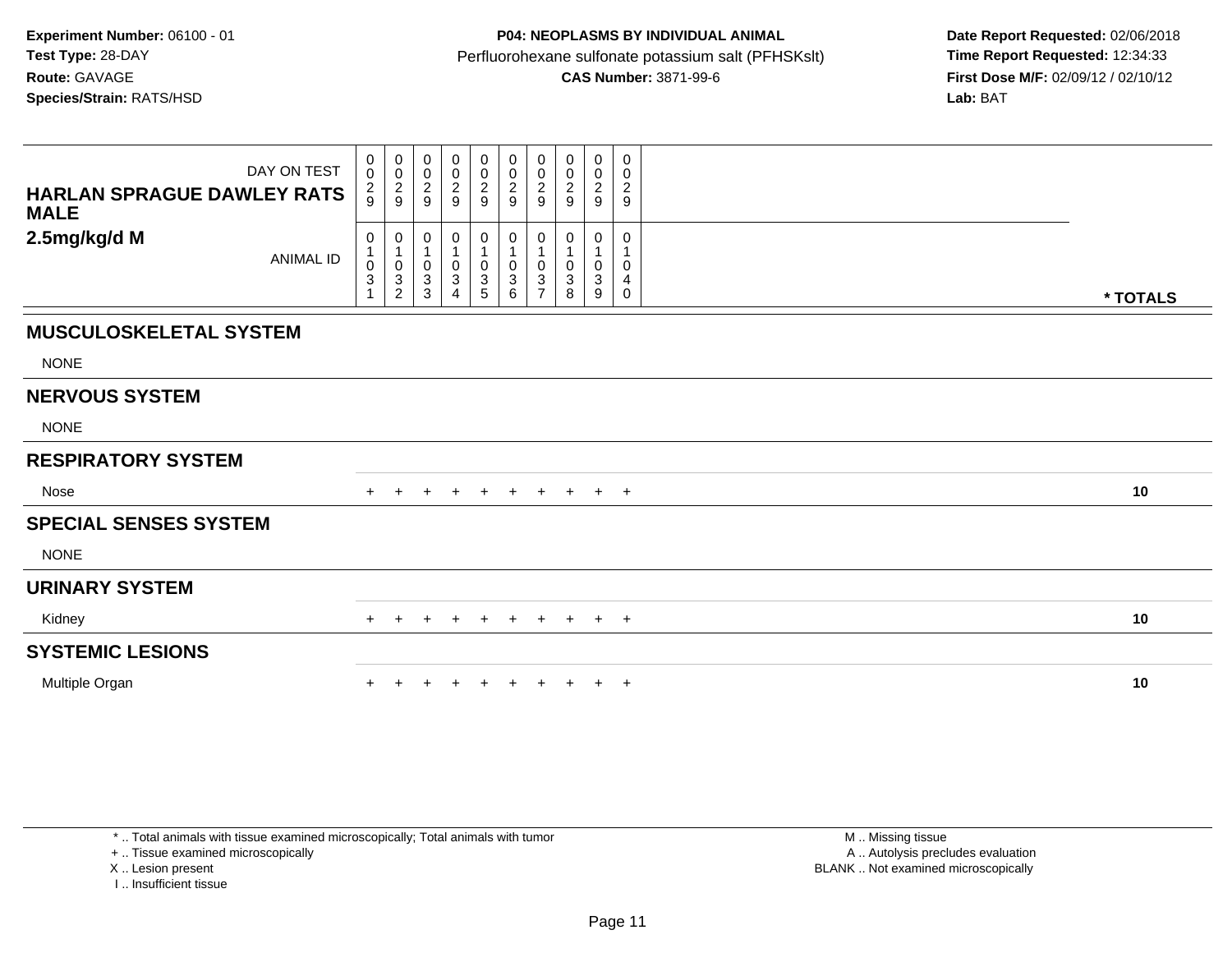**Experiment Number:** 06100 - 01
**Test Type:** 28-DAY
**Route:** GAVAGE
**Species/Strain:** RATS/HSD

**P04: NEOPLASMS BY INDIVIDUAL ANIMAL**
Perfluorohexane sulfonate potassium salt (PFHSKslt)
**CAS Number:** 3871-99-6

**Date Report Requested:** 02/06/2018
**Time Report Requested:** 12:34:33
**First Dose M/F:** 02/09/12 / 02/10/12
**Lab:** BAT

| HARLAN SPRAGUE DAWLEY RATS MALE 2.5mg/kg/d M — DAY ON TEST | 0029 | 0029 | 0029 | 0029 | 0029 | 0029 | 0029 | 0029 | 0029 | 0029 | |
|---|---|---|---|---|---|---|---|---|---|---|---|
| ANIMAL ID | 01031 | 01032 | 01033 | 01034 | 01035 | 01036 | 01037 | 01038 | 01039 | 01040 | * TOTALS |
| **MUSCULOSKELETAL SYSTEM** | | | | | | | | | | | |
| NONE | | | | | | | | | | | |
| **NERVOUS SYSTEM** | | | | | | | | | | | |
| NONE | | | | | | | | | | | |
| **RESPIRATORY SYSTEM** | | | | | | | | | | | |
| Nose | + | + | + | + | + | + | + | + | + | + | 10 |
| **SPECIAL SENSES SYSTEM** | | | | | | | | | | | |
| NONE | | | | | | | | | | | |
| **URINARY SYSTEM** | | | | | | | | | | | |
| Kidney | + | + | + | + | + | + | + | + | + | + | 10 |
| **SYSTEMIC LESIONS** | | | | | | | | | | | |
| Multiple Organ | + | + | + | + | + | + | + | + | + | + | 10 |

\* .. Total animals with tissue examined microscopically; Total animals with tumor
\+ .. Tissue examined microscopically
X .. Lesion present
I .. Insufficient tissue

M .. Missing tissue
A .. Autolysis precludes evaluation
BLANK .. Not examined microscopically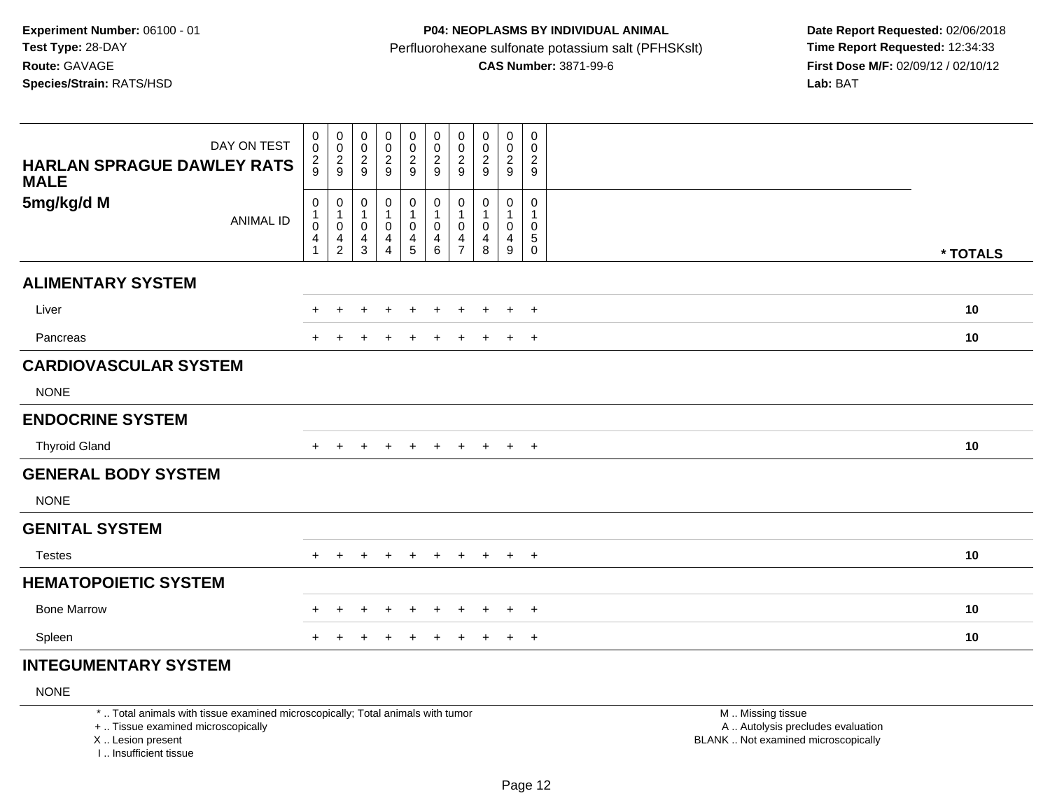**Experiment Number:** 06100 - 01
**Test Type:** 28-DAY
**Route:** GAVAGE
**Species/Strain:** RATS/HSD

**P04: NEOPLASMS BY INDIVIDUAL ANIMAL**
Perfluorohexane sulfonate potassium salt (PFHSKslt)
**CAS Number:** 3871-99-6

**Date Report Requested:** 02/06/2018
**Time Report Requested:** 12:34:33
**First Dose M/F:** 02/09/12 / 02/10/12
**Lab:** BAT

| HARLAN SPRAGUE DAWLEY RATS MALE — DAY ON TEST | 0029 | 0029 | 0029 | 0029 | 0029 | 0029 | 0029 | 0029 | 0029 | 0029 | |
|---|---|---|---|---|---|---|---|---|---|---|---|
| **5mg/kg/d M** — ANIMAL ID | 01041 | 01042 | 01043 | 01044 | 01045 | 01046 | 01047 | 01048 | 01049 | 01050 | *** TOTALS** |
| **ALIMENTARY SYSTEM** | | | | | | | | | | | |
| Liver | + | + | + | + | + | + | + | + | + | + | **10** |
| Pancreas | + | + | + | + | + | + | + | + | + | + | **10** |
| **CARDIOVASCULAR SYSTEM** | | | | | | | | | | | |
| NONE | | | | | | | | | | | |
| **ENDOCRINE SYSTEM** | | | | | | | | | | | |
| Thyroid Gland | + | + | + | + | + | + | + | + | + | + | **10** |
| **GENERAL BODY SYSTEM** | | | | | | | | | | | |
| NONE | | | | | | | | | | | |
| **GENITAL SYSTEM** | | | | | | | | | | | |
| Testes | + | + | + | + | + | + | + | + | + | + | **10** |
| **HEMATOPOIETIC SYSTEM** | | | | | | | | | | | |
| Bone Marrow | + | + | + | + | + | + | + | + | + | + | **10** |
| Spleen | + | + | + | + | + | + | + | + | + | + | **10** |
| **INTEGUMENTARY SYSTEM** | | | | | | | | | | | |
| NONE | | | | | | | | | | | |

* .. Total animals with tissue examined microscopically; Total animals with tumor
+ .. Tissue examined microscopically
X .. Lesion present
I .. Insufficient tissue

M .. Missing tissue
A .. Autolysis precludes evaluation
BLANK .. Not examined microscopically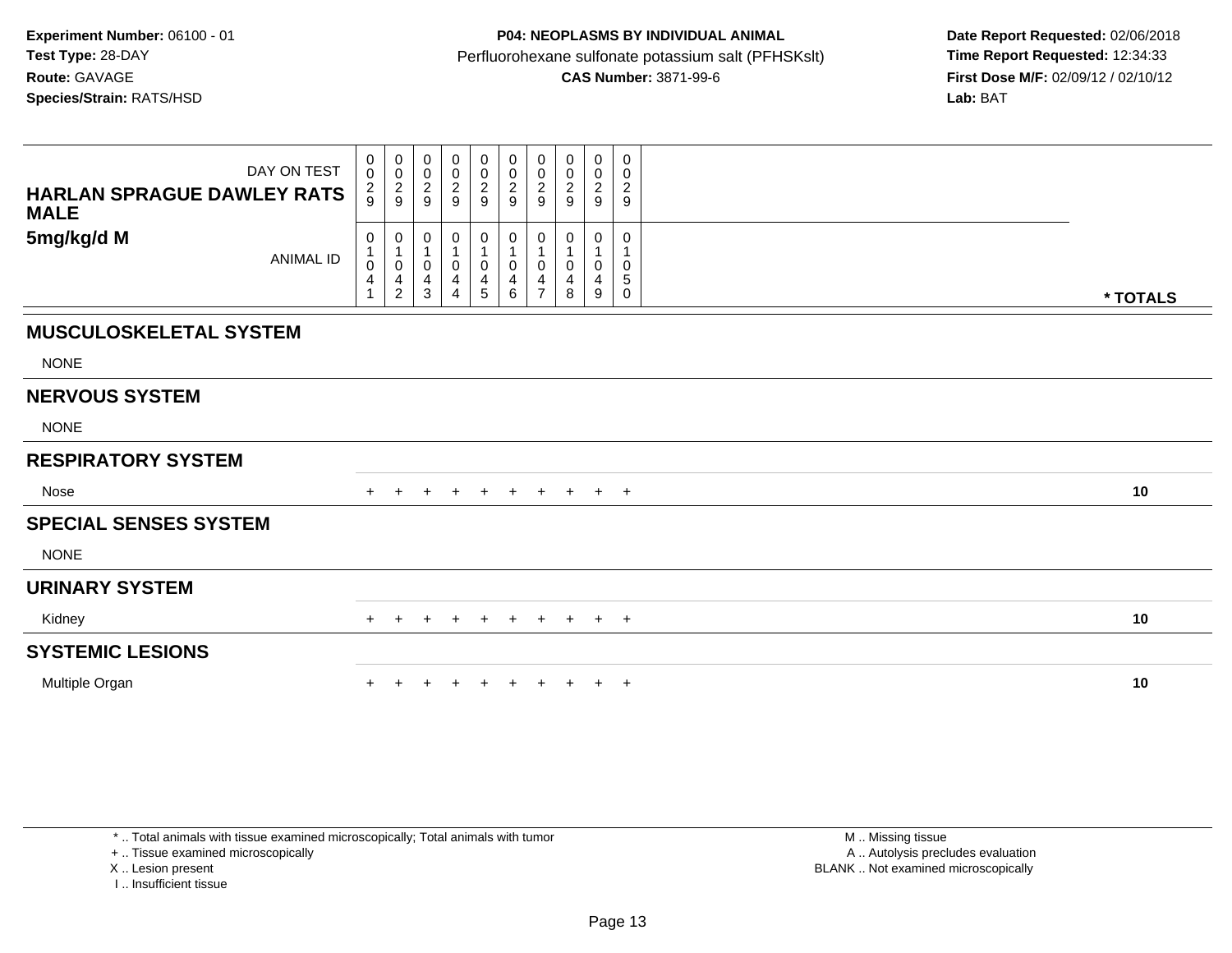**Experiment Number:** 06100 - 01
**Test Type:** 28-DAY
**Route:** GAVAGE
**Species/Strain:** RATS/HSD

**P04: NEOPLASMS BY INDIVIDUAL ANIMAL**
Perfluorohexane sulfonate potassium salt (PFHSKslt)
**CAS Number:** 3871-99-6

**Date Report Requested:** 02/06/2018
**Time Report Requested:** 12:34:33
**First Dose M/F:** 02/09/12 / 02/10/12
**Lab:** BAT

| HARLAN SPRAGUE DAWLEY RATS MALE 5mg/kg/d M | | | | | | | | | | | |
|---|---|---|---|---|---|---|---|---|---|---|---|
| DAY ON TEST | 0029 | 0029 | 0029 | 0029 | 0029 | 0029 | 0029 | 0029 | 0029 | 0029 | |
| ANIMAL ID | 01041 | 01042 | 01043 | 01044 | 01045 | 01046 | 01047 | 01048 | 01049 | 01050 | * TOTALS |
| **MUSCULOSKELETAL SYSTEM** | | | | | | | | | | | |
| NONE | | | | | | | | | | | |
| **NERVOUS SYSTEM** | | | | | | | | | | | |
| NONE | | | | | | | | | | | |
| **RESPIRATORY SYSTEM** | | | | | | | | | | | |
| Nose | + | + | + | + | + | + | + | + | + | + | 10 |
| **SPECIAL SENSES SYSTEM** | | | | | | | | | | | |
| NONE | | | | | | | | | | | |
| **URINARY SYSTEM** | | | | | | | | | | | |
| Kidney | + | + | + | + | + | + | + | + | + | + | 10 |
| **SYSTEMIC LESIONS** | | | | | | | | | | | |
| Multiple Organ | + | + | + | + | + | + | + | + | + | + | 10 |

* .. Total animals with tissue examined microscopically; Total animals with tumor
+ .. Tissue examined microscopically
X .. Lesion present
I .. Insufficient tissue

M .. Missing tissue
A .. Autolysis precludes evaluation
BLANK .. Not examined microscopically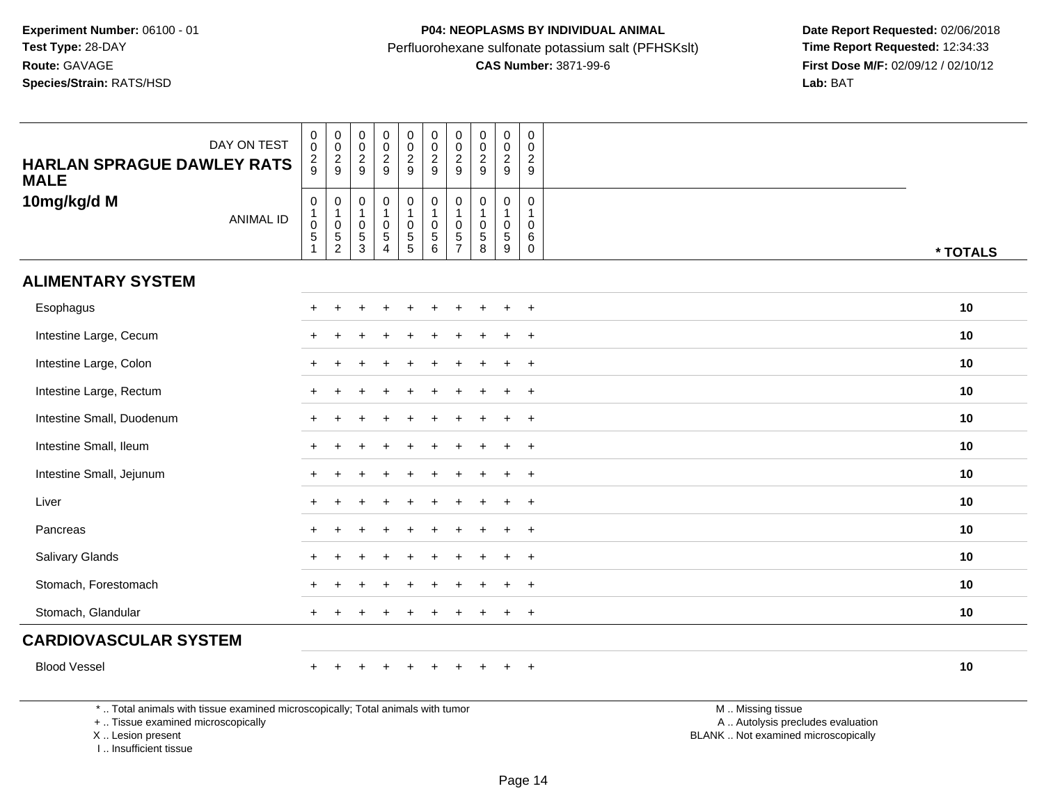**Experiment Number:** 06100 - 01
**Test Type:** 28-DAY
**Route:** GAVAGE
**Species/Strain:** RATS/HSD

**P04: NEOPLASMS BY INDIVIDUAL ANIMAL**
Perfluorohexane sulfonate potassium salt (PFHSKslt)
**CAS Number:** 3871-99-6

**Date Report Requested:** 02/06/2018
**Time Report Requested:** 12:34:33
**First Dose M/F:** 02/09/12 / 02/10/12
**Lab:** BAT

| DAY ON TEST | 029 | 029 | 029 | 029 | 029 | 029 | 029 | 029 | 029 | 029 | |
|---|---|---|---|---|---|---|---|---|---|---|---|
| **HARLAN SPRAGUE DAWLEY RATS MALE** | | | | | | | | | | | |
| **10mg/kg/d M** ANIMAL ID | 01051 | 01052 | 01053 | 01054 | 01055 | 01056 | 01057 | 01058 | 01059 | 01060 | *** TOTALS** |
| **ALIMENTARY SYSTEM** | | | | | | | | | | | |
| Esophagus | + | + | + | + | + | + | + | + | + | + | **10** |
| Intestine Large, Cecum | + | + | + | + | + | + | + | + | + | + | **10** |
| Intestine Large, Colon | + | + | + | + | + | + | + | + | + | + | **10** |
| Intestine Large, Rectum | + | + | + | + | + | + | + | + | + | + | **10** |
| Intestine Small, Duodenum | + | + | + | + | + | + | + | + | + | + | **10** |
| Intestine Small, Ileum | + | + | + | + | + | + | + | + | + | + | **10** |
| Intestine Small, Jejunum | + | + | + | + | + | + | + | + | + | + | **10** |
| Liver | + | + | + | + | + | + | + | + | + | + | **10** |
| Pancreas | + | + | + | + | + | + | + | + | + | + | **10** |
| Salivary Glands | + | + | + | + | + | + | + | + | + | + | **10** |
| Stomach, Forestomach | + | + | + | + | + | + | + | + | + | + | **10** |
| Stomach, Glandular | + | + | + | + | + | + | + | + | + | + | **10** |
| **CARDIOVASCULAR SYSTEM** | | | | | | | | | | | |
| Blood Vessel | + | + | + | + | + | + | + | + | + | + | **10** |

* .. Total animals with tissue examined microscopically; Total animals with tumor
+ .. Tissue examined microscopically
X .. Lesion present
I .. Insufficient tissue

M .. Missing tissue
A .. Autolysis precludes evaluation
BLANK .. Not examined microscopically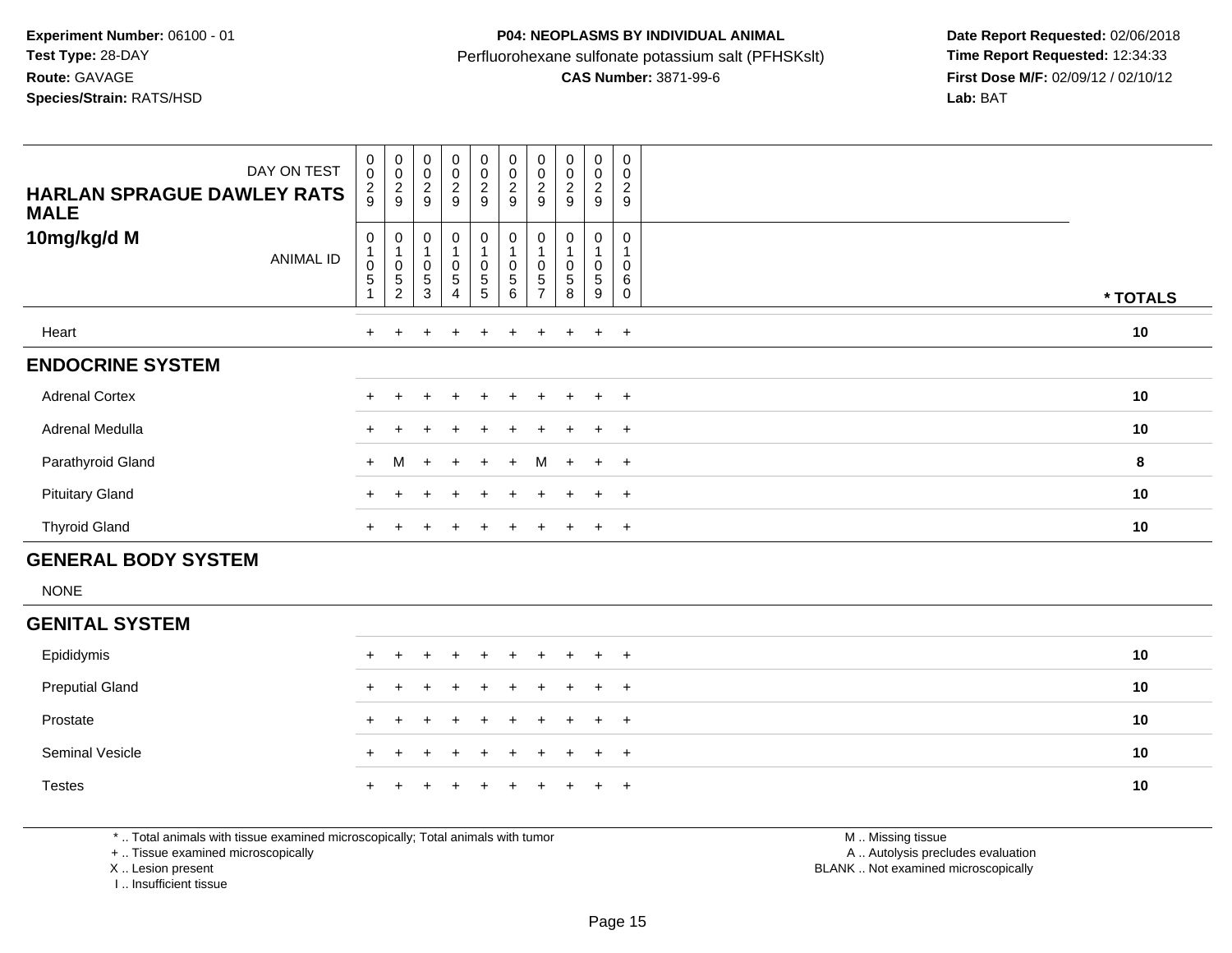**Experiment Number:** 06100 - 01
**Test Type:** 28-DAY
**Route:** GAVAGE
**Species/Strain:** RATS/HSD

**P04: NEOPLASMS BY INDIVIDUAL ANIMAL**
Perfluorohexane sulfonate potassium salt (PFHSKslt)
**CAS Number:** 3871-99-6

**Date Report Requested:** 02/06/2018
**Time Report Requested:** 12:34:33
**First Dose M/F:** 02/09/12 / 02/10/12
**Lab:** BAT

| HARLAN SPRAGUE DAWLEY RATS MALE 10mg/kg/d M | DAY ON TEST | 0029 | 0029 | 0029 | 0029 | 0029 | 0029 | 0029 | 0029 | 0029 | 0029 | |
|---|---|---|---|---|---|---|---|---|---|---|---|---|
| | ANIMAL ID | 01051 | 01052 | 01053 | 01054 | 01055 | 01056 | 01057 | 01058 | 01059 | 01060 | * TOTALS |
| Heart | | + | + | + | + | + | + | + | + | + | + | 10 |
| **ENDOCRINE SYSTEM** | | | | | | | | | | | | |
| Adrenal Cortex | | + | + | + | + | + | + | + | + | + | + | 10 |
| Adrenal Medulla | | + | + | + | + | + | + | + | + | + | + | 10 |
| Parathyroid Gland | | + | M | + | + | + | + | M | + | + | + | 8 |
| Pituitary Gland | | + | + | + | + | + | + | + | + | + | + | 10 |
| Thyroid Gland | | + | + | + | + | + | + | + | + | + | + | 10 |
| **GENERAL BODY SYSTEM** | | | | | | | | | | | | |
| NONE | | | | | | | | | | | | |
| **GENITAL SYSTEM** | | | | | | | | | | | | |
| Epididymis | | + | + | + | + | + | + | + | + | + | + | 10 |
| Preputial Gland | | + | + | + | + | + | + | + | + | + | + | 10 |
| Prostate | | + | + | + | + | + | + | + | + | + | + | 10 |
| Seminal Vesicle | | + | + | + | + | + | + | + | + | + | + | 10 |
| Testes | | + | + | + | + | + | + | + | + | + | + | 10 |

* .. Total animals with tissue examined microscopically; Total animals with tumor
+ .. Tissue examined microscopically
X .. Lesion present
I .. Insufficient tissue

M .. Missing tissue
A .. Autolysis precludes evaluation
BLANK .. Not examined microscopically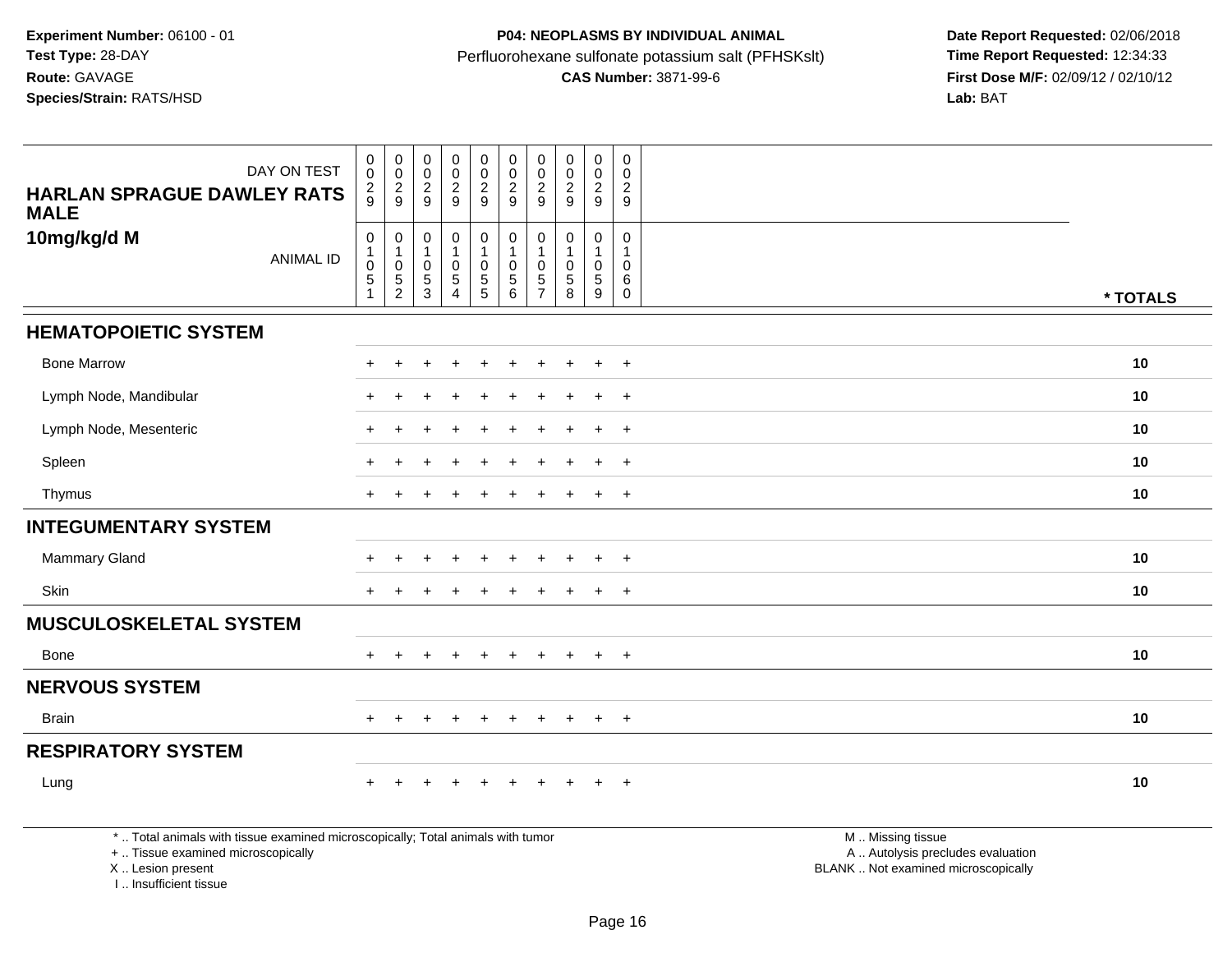**Experiment Number:** 06100 - 01
**Test Type:** 28-DAY
**Route:** GAVAGE
**Species/Strain:** RATS/HSD

**P04: NEOPLASMS BY INDIVIDUAL ANIMAL**
Perfluorohexane sulfonate potassium salt (PFHSKslt)
**CAS Number:** 3871-99-6

**Date Report Requested:** 02/06/2018
**Time Report Requested:** 12:34:33
**First Dose M/F:** 02/09/12 / 02/10/12
**Lab:** BAT

| HARLAN SPRAGUE DAWLEY RATS MALE 10mg/kg/d M | | | | | | | | | | | |
|---|---|---|---|---|---|---|---|---|---|---|---|
| DAY ON TEST | 0029 | 0029 | 0029 | 0029 | 0029 | 0029 | 0029 | 0029 | 0029 | 0029 | |
| ANIMAL ID | 01051 | 01052 | 01053 | 01054 | 01055 | 01056 | 01057 | 01058 | 01059 | 01060 | * TOTALS |
| **HEMATOPOIETIC SYSTEM** | | | | | | | | | | | |
| Bone Marrow | + | + | + | + | + | + | + | + | + | + | 10 |
| Lymph Node, Mandibular | + | + | + | + | + | + | + | + | + | + | 10 |
| Lymph Node, Mesenteric | + | + | + | + | + | + | + | + | + | + | 10 |
| Spleen | + | + | + | + | + | + | + | + | + | + | 10 |
| Thymus | + | + | + | + | + | + | + | + | + | + | 10 |
| **INTEGUMENTARY SYSTEM** | | | | | | | | | | | |
| Mammary Gland | + | + | + | + | + | + | + | + | + | + | 10 |
| Skin | + | + | + | + | + | + | + | + | + | + | 10 |
| **MUSCULOSKELETAL SYSTEM** | | | | | | | | | | | |
| Bone | + | + | + | + | + | + | + | + | + | + | 10 |
| **NERVOUS SYSTEM** | | | | | | | | | | | |
| Brain | + | + | + | + | + | + | + | + | + | + | 10 |
| **RESPIRATORY SYSTEM** | | | | | | | | | | | |
| Lung | + | + | + | + | + | + | + | + | + | + | 10 |

\* .. Total animals with tissue examined microscopically; Total animals with tumor
\+ .. Tissue examined microscopically
X .. Lesion present
I .. Insufficient tissue

M .. Missing tissue
A .. Autolysis precludes evaluation
BLANK .. Not examined microscopically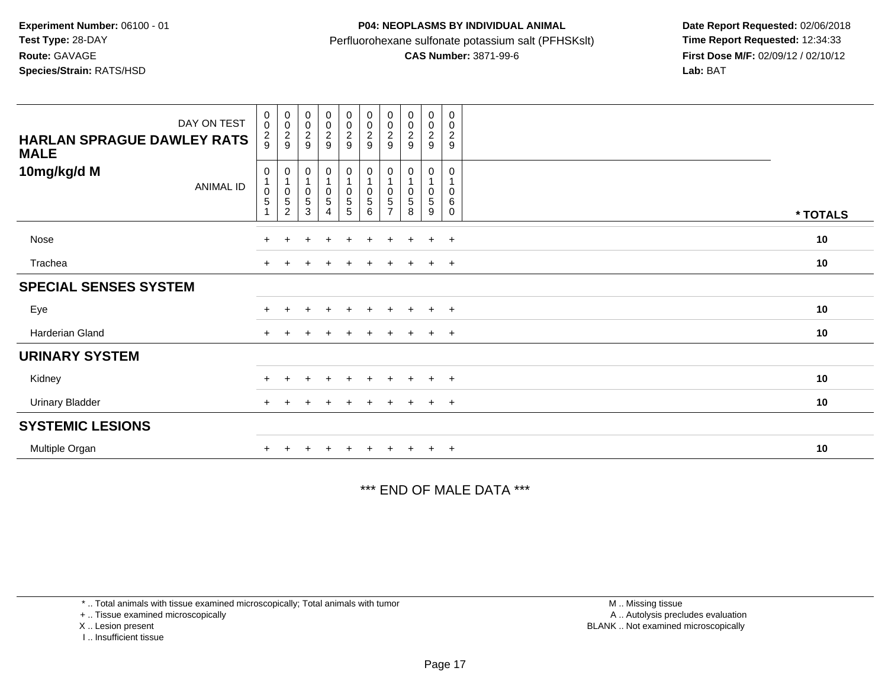**Experiment Number:** 06100 - 01
**Test Type:** 28-DAY
**Route:** GAVAGE
**Species/Strain:** RATS/HSD

**P04: NEOPLASMS BY INDIVIDUAL ANIMAL**
Perfluorohexane sulfonate potassium salt (PFHSKslt)
**CAS Number:** 3871-99-6

**Date Report Requested:** 02/06/2018
**Time Report Requested:** 12:34:33
**First Dose M/F:** 02/09/12 / 02/10/12
**Lab:** BAT

| DAY ON TEST | 0029 | 0029 | 0029 | 0029 | 0029 | 0029 | 0029 | 0029 | 0029 | 0029 | |
|---|---|---|---|---|---|---|---|---|---|---|---|
| **HARLAN SPRAGUE DAWLEY RATS MALE 10mg/kg/d M** ANIMAL ID | 01051 | 01052 | 01053 | 01054 | 01055 | 01056 | 01057 | 01058 | 01059 | 01060 | *** TOTALS** |
| Nose | + | + | + | + | + | + | + | + | + | + | **10** |
| Trachea | + | + | + | + | + | + | + | + | + | + | **10** |
| **SPECIAL SENSES SYSTEM** | | | | | | | | | | | |
| Eye | + | + | + | + | + | + | + | + | + | + | **10** |
| Harderian Gland | + | + | + | + | + | + | + | + | + | + | **10** |
| **URINARY SYSTEM** | | | | | | | | | | | |
| Kidney | + | + | + | + | + | + | + | + | + | + | **10** |
| Urinary Bladder | + | + | + | + | + | + | + | + | + | + | **10** |
| **SYSTEMIC LESIONS** | | | | | | | | | | | |
| Multiple Organ | + | + | + | + | + | + | + | + | + | + | **10** |

*** END OF MALE DATA ***

* .. Total animals with tissue examined microscopically; Total animals with tumor
+ .. Tissue examined microscopically
X .. Lesion present
I .. Insufficient tissue

M .. Missing tissue
A .. Autolysis precludes evaluation
BLANK .. Not examined microscopically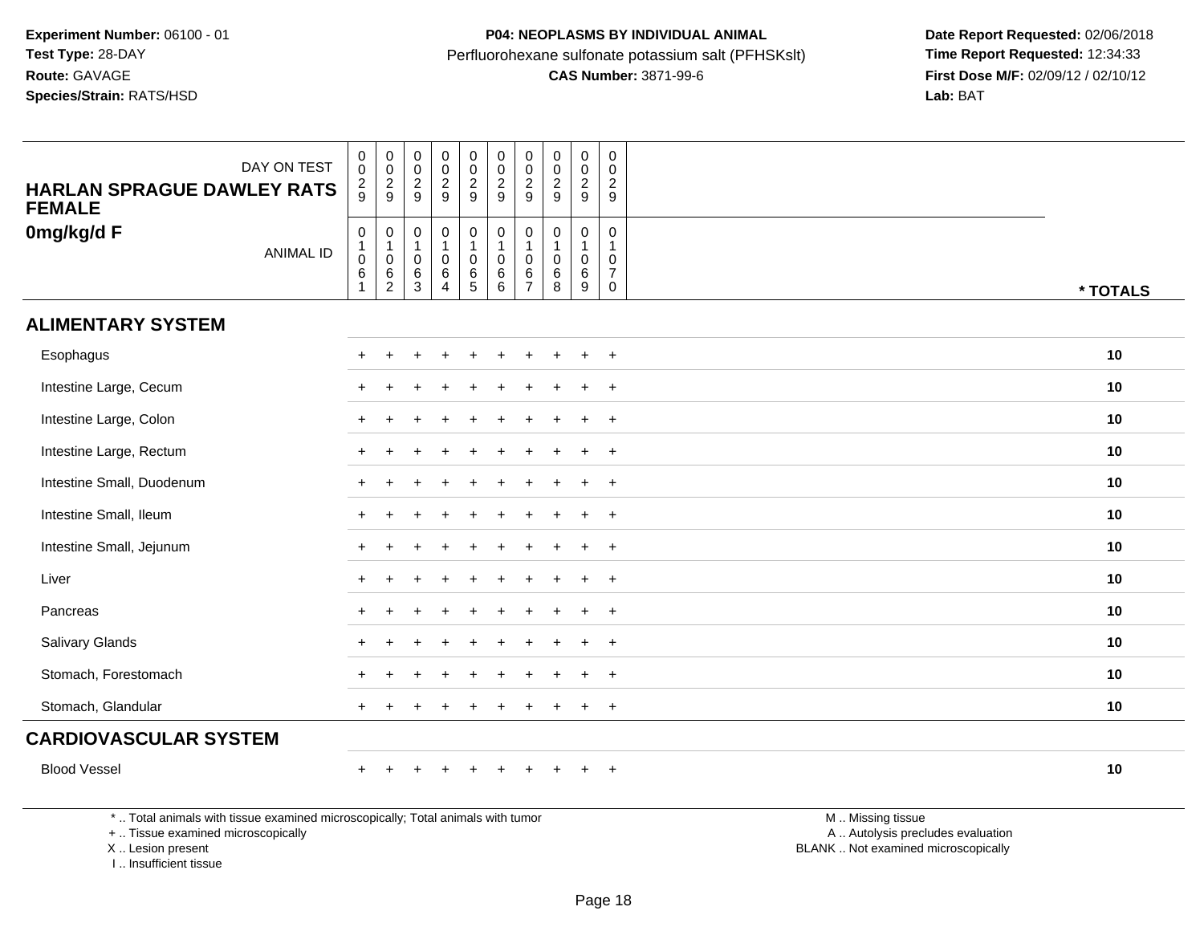**Experiment Number:** 06100 - 01
**Test Type:** 28-DAY
**Route:** GAVAGE
**Species/Strain:** RATS/HSD

**P04: NEOPLASMS BY INDIVIDUAL ANIMAL**
Perfluorohexane sulfonate potassium salt (PFHSKslt)
**CAS Number:** 3871-99-6

**Date Report Requested:** 02/06/2018
**Time Report Requested:** 12:34:33
**First Dose M/F:** 02/09/12 / 02/10/12
**Lab:** BAT

| DAY ON TEST | 029 | 029 | 029 | 029 | 029 | 029 | 029 | 029 | 029 | 029 | |
|---|---|---|---|---|---|---|---|---|---|---|---|
| **HARLAN SPRAGUE DAWLEY RATS FEMALE** | | | | | | | | | | | |
| **0mg/kg/d F** ANIMAL ID | 01061 | 01062 | 01063 | 01064 | 01065 | 01066 | 01067 | 01068 | 01069 | 01070 | **\* TOTALS** |
| **ALIMENTARY SYSTEM** | | | | | | | | | | | |
| Esophagus | + | + | + | + | + | + | + | + | + | + | **10** |
| Intestine Large, Cecum | + | + | + | + | + | + | + | + | + | + | **10** |
| Intestine Large, Colon | + | + | + | + | + | + | + | + | + | + | **10** |
| Intestine Large, Rectum | + | + | + | + | + | + | + | + | + | + | **10** |
| Intestine Small, Duodenum | + | + | + | + | + | + | + | + | + | + | **10** |
| Intestine Small, Ileum | + | + | + | + | + | + | + | + | + | + | **10** |
| Intestine Small, Jejunum | + | + | + | + | + | + | + | + | + | + | **10** |
| Liver | + | + | + | + | + | + | + | + | + | + | **10** |
| Pancreas | + | + | + | + | + | + | + | + | + | + | **10** |
| Salivary Glands | + | + | + | + | + | + | + | + | + | + | **10** |
| Stomach, Forestomach | + | + | + | + | + | + | + | + | + | + | **10** |
| Stomach, Glandular | + | + | + | + | + | + | + | + | + | + | **10** |
| **CARDIOVASCULAR SYSTEM** | | | | | | | | | | | |
| Blood Vessel | + | + | + | + | + | + | + | + | + | + | **10** |

\* .. Total animals with tissue examined microscopically; Total animals with tumor
\+ .. Tissue examined microscopically
X .. Lesion present
I .. Insufficient tissue

M .. Missing tissue
A .. Autolysis precludes evaluation
BLANK .. Not examined microscopically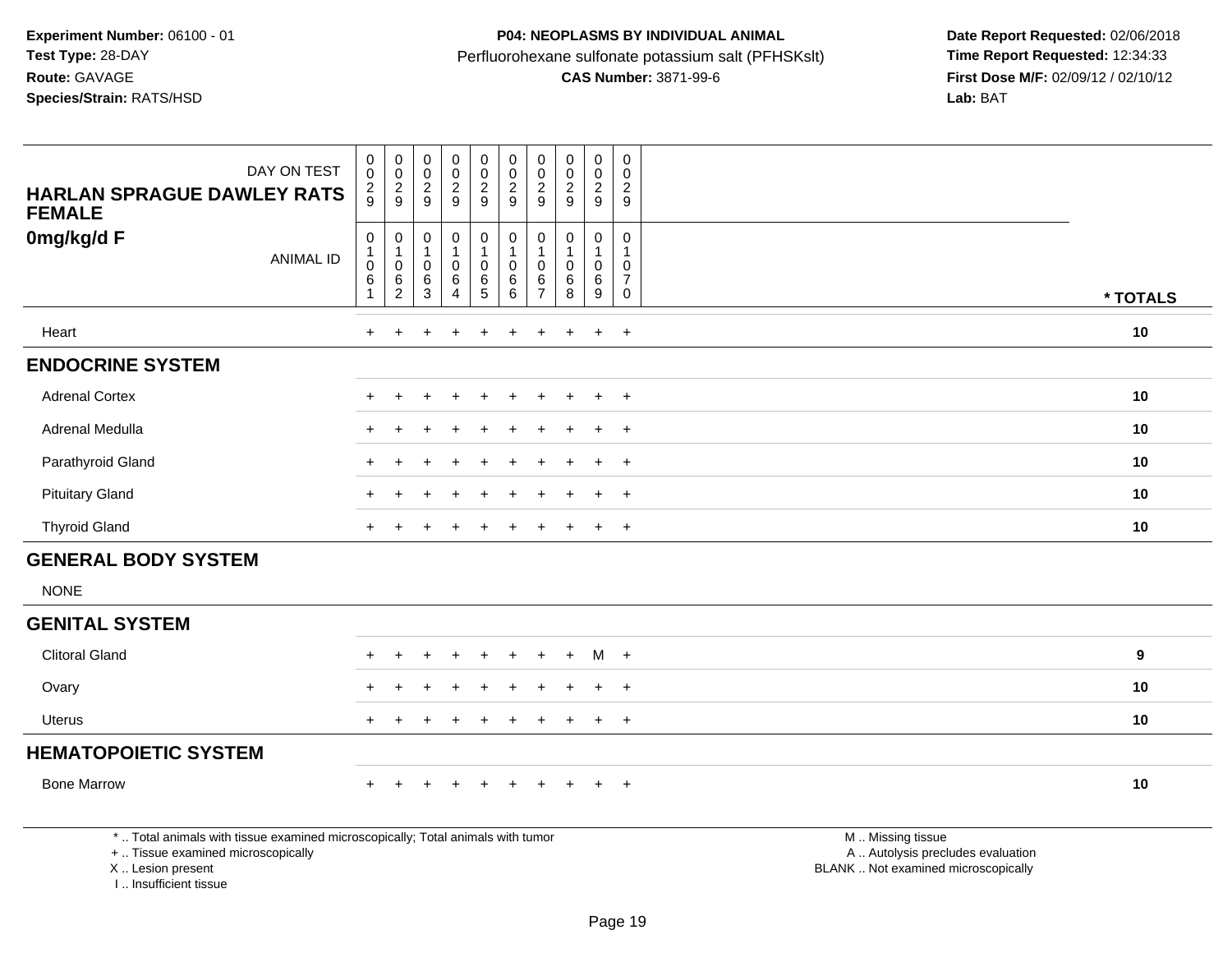**Experiment Number:** 06100 - 01
**Test Type:** 28-DAY
**Route:** GAVAGE
**Species/Strain:** RATS/HSD

**P04: NEOPLASMS BY INDIVIDUAL ANIMAL**
Perfluorohexane sulfonate potassium salt (PFHSKslt)
**CAS Number:** 3871-99-6

**Date Report Requested:** 02/06/2018
**Time Report Requested:** 12:34:33
**First Dose M/F:** 02/09/12 / 02/10/12
**Lab:** BAT

| HARLAN SPRAGUE DAWLEY RATS FEMALE 0mg/kg/d F — DAY ON TEST | 0029 | 0029 | 0029 | 0029 | 0029 | 0029 | 0029 | 0029 | 0029 | 0029 | |
|---|---|---|---|---|---|---|---|---|---|---|---|
| ANIMAL ID | 01061 | 01062 | 01063 | 01064 | 01065 | 01066 | 01067 | 01068 | 01069 | 01070 | * TOTALS |
| Heart | + | + | + | + | + | + | + | + | + | + | 10 |
| **ENDOCRINE SYSTEM** | | | | | | | | | | | |
| Adrenal Cortex | + | + | + | + | + | + | + | + | + | + | 10 |
| Adrenal Medulla | + | + | + | + | + | + | + | + | + | + | 10 |
| Parathyroid Gland | + | + | + | + | + | + | + | + | + | + | 10 |
| Pituitary Gland | + | + | + | + | + | + | + | + | + | + | 10 |
| Thyroid Gland | + | + | + | + | + | + | + | + | + | + | 10 |
| **GENERAL BODY SYSTEM** | | | | | | | | | | | |
| NONE | | | | | | | | | | | |
| **GENITAL SYSTEM** | | | | | | | | | | | |
| Clitoral Gland | + | + | + | + | + | + | + | + | M | + | 9 |
| Ovary | + | + | + | + | + | + | + | + | + | + | 10 |
| Uterus | + | + | + | + | + | + | + | + | + | + | 10 |
| **HEMATOPOIETIC SYSTEM** | | | | | | | | | | | |
| Bone Marrow | + | + | + | + | + | + | + | + | + | + | 10 |

* .. Total animals with tissue examined microscopically; Total animals with tumor
+ .. Tissue examined microscopically
X .. Lesion present
I .. Insufficient tissue

M .. Missing tissue
A .. Autolysis precludes evaluation
BLANK .. Not examined microscopically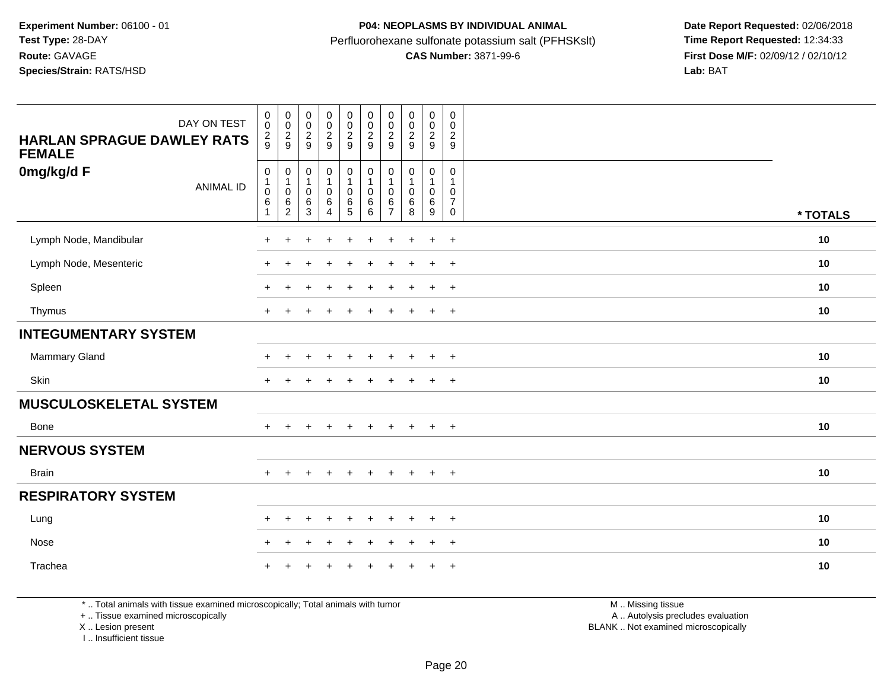**Experiment Number:** 06100 - 01
**Test Type:** 28-DAY
**Route:** GAVAGE
**Species/Strain:** RATS/HSD

**P04: NEOPLASMS BY INDIVIDUAL ANIMAL**
Perfluorohexane sulfonate potassium salt (PFHSKslt)
**CAS Number:** 3871-99-6

**Date Report Requested:** 02/06/2018
**Time Report Requested:** 12:34:33
**First Dose M/F:** 02/09/12 / 02/10/12
**Lab:** BAT

| DAY ON TEST | 0029 | 0029 | 0029 | 0029 | 0029 | 0029 | 0029 | 0029 | 0029 | 0029 | |
|---|---|---|---|---|---|---|---|---|---|---|---|
| **HARLAN SPRAGUE DAWLEY RATS FEMALE** | | | | | | | | | | | |
| **0mg/kg/d F** ANIMAL ID | 01061 | 01062 | 01063 | 01064 | 01065 | 01066 | 01067 | 01068 | 01069 | 01070 | *** TOTALS** |
| Lymph Node, Mandibular | + | + | + | + | + | + | + | + | + | + | **10** |
| Lymph Node, Mesenteric | + | + | + | + | + | + | + | + | + | + | **10** |
| Spleen | + | + | + | + | + | + | + | + | + | + | **10** |
| Thymus | + | + | + | + | + | + | + | + | + | + | **10** |
| **INTEGUMENTARY SYSTEM** | | | | | | | | | | | |
| Mammary Gland | + | + | + | + | + | + | + | + | + | + | **10** |
| Skin | + | + | + | + | + | + | + | + | + | + | **10** |
| **MUSCULOSKELETAL SYSTEM** | | | | | | | | | | | |
| Bone | + | + | + | + | + | + | + | + | + | + | **10** |
| **NERVOUS SYSTEM** | | | | | | | | | | | |
| Brain | + | + | + | + | + | + | + | + | + | + | **10** |
| **RESPIRATORY SYSTEM** | | | | | | | | | | | |
| Lung | + | + | + | + | + | + | + | + | + | + | **10** |
| Nose | + | + | + | + | + | + | + | + | + | + | **10** |
| Trachea | + | + | + | + | + | + | + | + | + | + | **10** |

* .. Total animals with tissue examined microscopically; Total animals with tumor
+ .. Tissue examined microscopically
X .. Lesion present
I .. Insufficient tissue

M .. Missing tissue
A .. Autolysis precludes evaluation
BLANK .. Not examined microscopically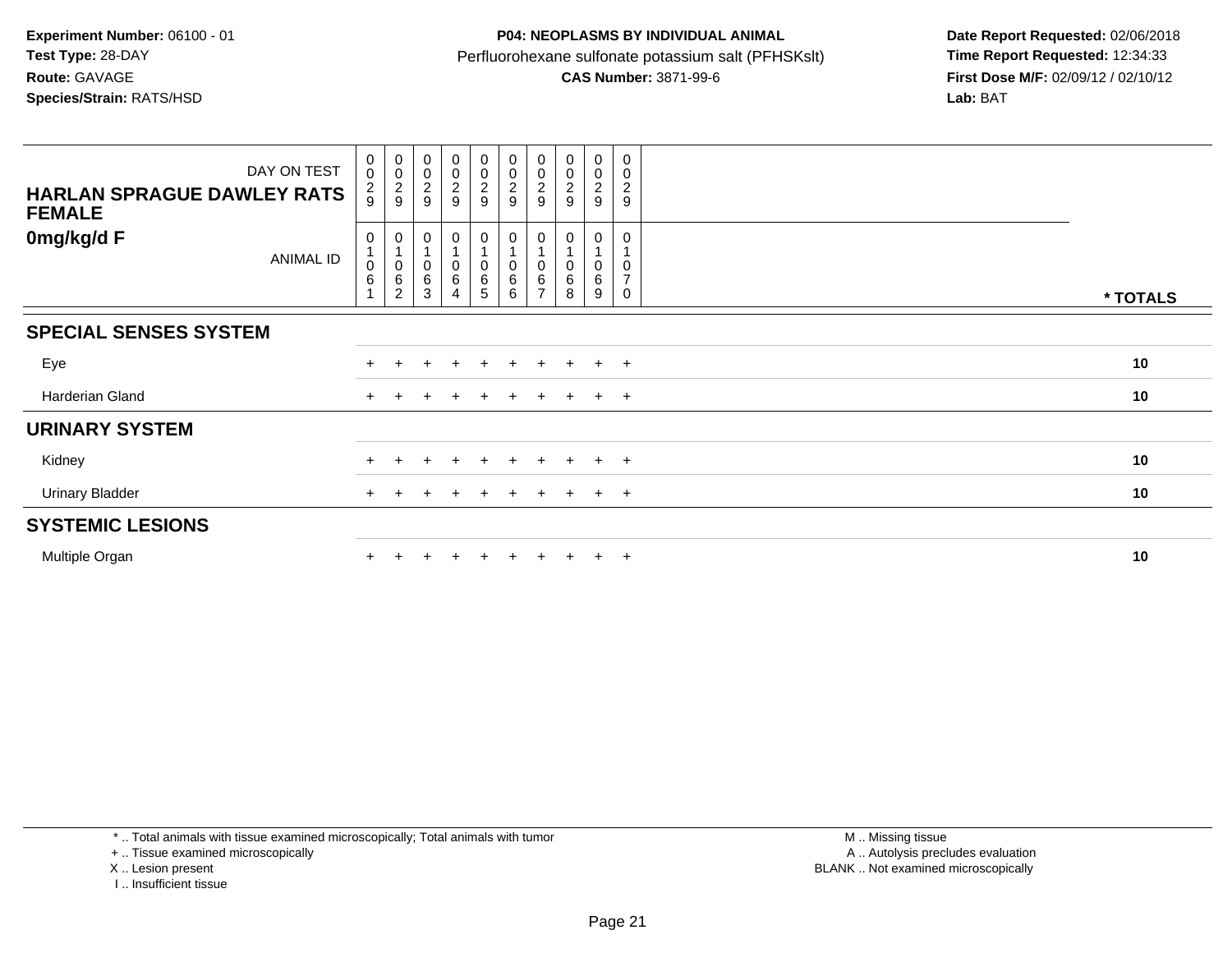**Experiment Number:** 06100 - 01
**Test Type:** 28-DAY
**Route:** GAVAGE
**Species/Strain:** RATS/HSD

**P04: NEOPLASMS BY INDIVIDUAL ANIMAL**
Perfluorohexane sulfonate potassium salt (PFHSKslt)
**CAS Number:** 3871-99-6

**Date Report Requested:** 02/06/2018
**Time Report Requested:** 12:34:33
**First Dose M/F:** 02/09/12 / 02/10/12
**Lab:** BAT

| DAY ON TEST | 0029 | 0029 | 0029 | 0029 | 0029 | 0029 | 0029 | 0029 | 0029 | 0029 | |
|---|---|---|---|---|---|---|---|---|---|---|---|
| **HARLAN SPRAGUE DAWLEY RATS FEMALE** | | | | | | | | | | | |
| **0mg/kg/d F** ANIMAL ID | 01061 | 01062 | 01063 | 01064 | 01065 | 01066 | 01067 | 01068 | 01069 | 01070 | *** TOTALS** |
| **SPECIAL SENSES SYSTEM** | | | | | | | | | | | |
| Eye | + | + | + | + | + | + | + | + | + | + | **10** |
| Harderian Gland | + | + | + | + | + | + | + | + | + | + | **10** |
| **URINARY SYSTEM** | | | | | | | | | | | |
| Kidney | + | + | + | + | + | + | + | + | + | + | **10** |
| Urinary Bladder | + | + | + | + | + | + | + | + | + | + | **10** |
| **SYSTEMIC LESIONS** | | | | | | | | | | | |
| Multiple Organ | + | + | + | + | + | + | + | + | + | + | **10** |

* .. Total animals with tissue examined microscopically; Total animals with tumor
+ .. Tissue examined microscopically
X .. Lesion present
I .. Insufficient tissue

M .. Missing tissue
A .. Autolysis precludes evaluation
BLANK .. Not examined microscopically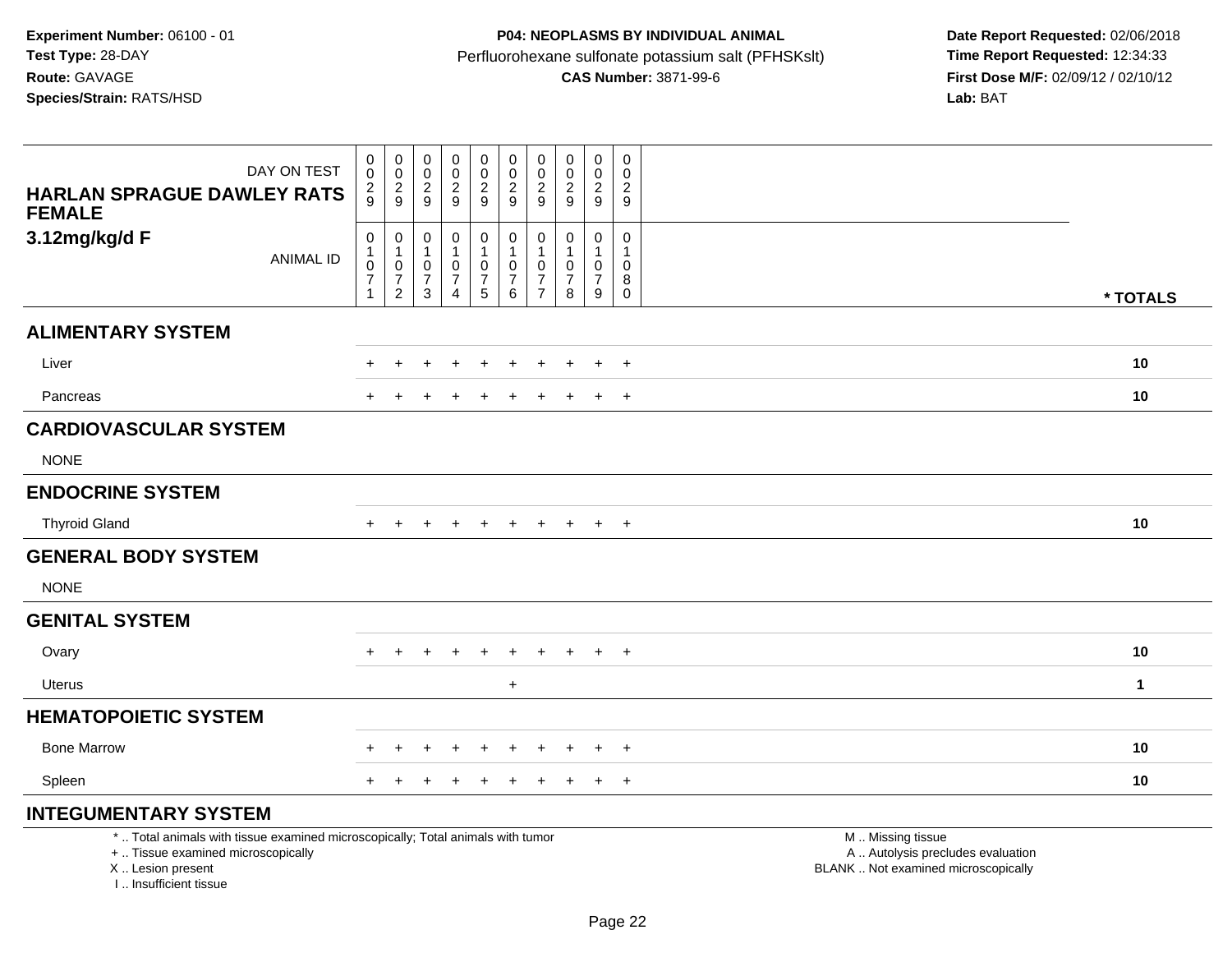**Experiment Number:** 06100 - 01
**Test Type:** 28-DAY
**Route:** GAVAGE
**Species/Strain:** RATS/HSD

**P04: NEOPLASMS BY INDIVIDUAL ANIMAL**
Perfluorohexane sulfonate potassium salt (PFHSKslt)
**CAS Number:** 3871-99-6

**Date Report Requested:** 02/06/2018
**Time Report Requested:** 12:34:33
**First Dose M/F:** 02/09/12 / 02/10/12
**Lab:** BAT

| DAY ON TEST | 0029 | 0029 | 0029 | 0029 | 0029 | 0029 | 0029 | 0029 | 0029 | 0029 | |
|---|---|---|---|---|---|---|---|---|---|---|---|
| **HARLAN SPRAGUE DAWLEY RATS FEMALE 3.12mg/kg/d F** ANIMAL ID | 01071 | 01072 | 01073 | 01074 | 01075 | 01076 | 01077 | 01078 | 01079 | 01080 | *** TOTALS** |
| **ALIMENTARY SYSTEM** | | | | | | | | | | | |
| Liver | + | + | + | + | + | + | + | + | + | + | **10** |
| Pancreas | + | + | + | + | + | + | + | + | + | + | **10** |
| **CARDIOVASCULAR SYSTEM** | | | | | | | | | | | |
| NONE | | | | | | | | | | | |
| **ENDOCRINE SYSTEM** | | | | | | | | | | | |
| Thyroid Gland | + | + | + | + | + | + | + | + | + | + | **10** |
| **GENERAL BODY SYSTEM** | | | | | | | | | | | |
| NONE | | | | | | | | | | | |
| **GENITAL SYSTEM** | | | | | | | | | | | |
| Ovary | + | + | + | + | + | + | + | + | + | + | **10** |
| Uterus | | | | | | + | | | | | **1** |
| **HEMATOPOIETIC SYSTEM** | | | | | | | | | | | |
| Bone Marrow | + | + | + | + | + | + | + | + | + | + | **10** |
| Spleen | + | + | + | + | + | + | + | + | + | + | **10** |
| **INTEGUMENTARY SYSTEM** | | | | | | | | | | | |

\* .. Total animals with tissue examined microscopically; Total animals with tumor
\+ .. Tissue examined microscopically
X .. Lesion present
I .. Insufficient tissue

M .. Missing tissue
A .. Autolysis precludes evaluation
BLANK .. Not examined microscopically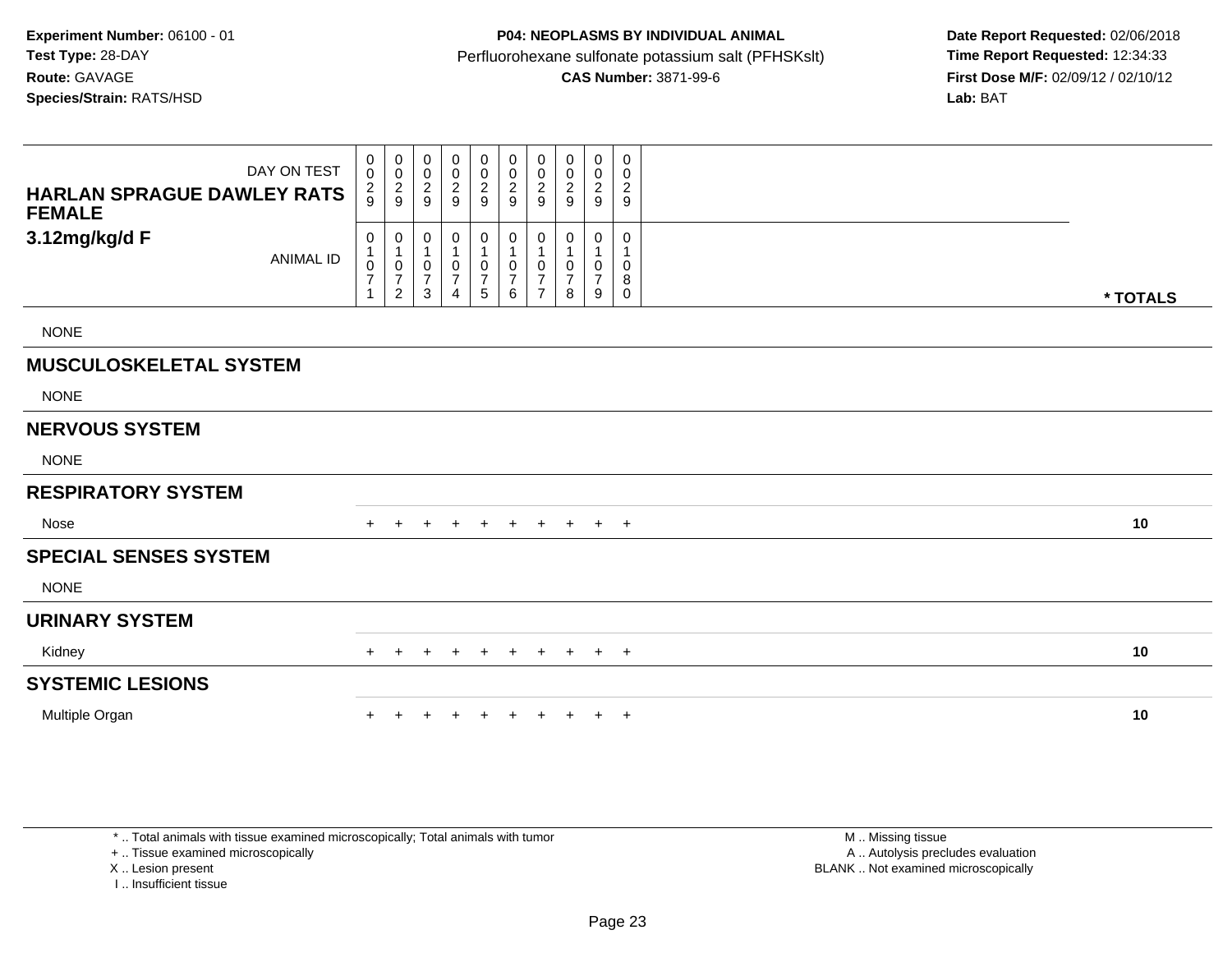**Experiment Number:** 06100 - 01
**Test Type:** 28-DAY
**Route:** GAVAGE
**Species/Strain:** RATS/HSD

**P04: NEOPLASMS BY INDIVIDUAL ANIMAL**
Perfluorohexane sulfonate potassium salt (PFHSKslt)
**CAS Number:** 3871-99-6

**Date Report Requested:** 02/06/2018
**Time Report Requested:** 12:34:33
**First Dose M/F:** 02/09/12 / 02/10/12
**Lab:** BAT

| HARLAN SPRAGUE DAWLEY RATS FEMALE 3.12mg/kg/d F | | | | | | | | | | | |
|---|---|---|---|---|---|---|---|---|---|---|---|
| DAY ON TEST | 0029 | 0029 | 0029 | 0029 | 0029 | 0029 | 0029 | 0029 | 0029 | 0029 | |
| ANIMAL ID | 01071 | 01072 | 01073 | 01074 | 01075 | 01076 | 01077 | 01078 | 01079 | 01080 | * TOTALS |
| NONE | | | | | | | | | | | |
| **MUSCULOSKELETAL SYSTEM** | | | | | | | | | | | |
| NONE | | | | | | | | | | | |
| **NERVOUS SYSTEM** | | | | | | | | | | | |
| NONE | | | | | | | | | | | |
| **RESPIRATORY SYSTEM** | | | | | | | | | | | |
| Nose | + | + | + | + | + | + | + | + | + | + | 10 |
| **SPECIAL SENSES SYSTEM** | | | | | | | | | | | |
| NONE | | | | | | | | | | | |
| **URINARY SYSTEM** | | | | | | | | | | | |
| Kidney | + | + | + | + | + | + | + | + | + | + | 10 |
| **SYSTEMIC LESIONS** | | | | | | | | | | | |
| Multiple Organ | + | + | + | + | + | + | + | + | + | + | 10 |

* .. Total animals with tissue examined microscopically; Total animals with tumor
+ .. Tissue examined microscopically
X .. Lesion present
I .. Insufficient tissue

M .. Missing tissue
A .. Autolysis precludes evaluation
BLANK .. Not examined microscopically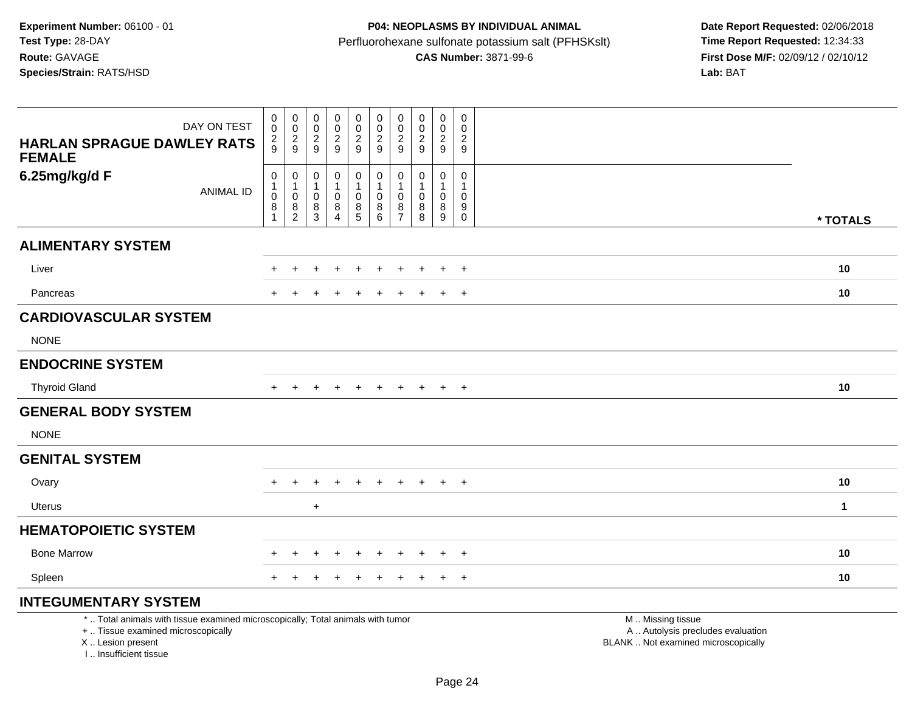**Experiment Number:** 06100 - 01
**Test Type:** 28-DAY
**Route:** GAVAGE
**Species/Strain:** RATS/HSD

**P04: NEOPLASMS BY INDIVIDUAL ANIMAL**
Perfluorohexane sulfonate potassium salt (PFHSKslt)
**CAS Number:** 3871-99-6

**Date Report Requested:** 02/06/2018
**Time Report Requested:** 12:34:33
**First Dose M/F:** 02/09/12 / 02/10/12
**Lab:** BAT

**HARLAN SPRAGUE DAWLEY RATS FEMALE**
**6.25mg/kg/d F**

| DAY ON TEST | 0029 | 0029 | 0029 | 0029 | 0029 | 0029 | 0029 | 0029 | 0029 | 0029 | |
|---|---|---|---|---|---|---|---|---|---|---|---|
| ANIMAL ID | 01081 | 01082 | 01083 | 01084 | 01085 | 01086 | 01087 | 01088 | 01089 | 01090 | * TOTALS |
| **ALIMENTARY SYSTEM** | | | | | | | | | | | |
| Liver | + | + | + | + | + | + | + | + | + | + | **10** |
| Pancreas | + | + | + | + | + | + | + | + | + | + | **10** |
| **CARDIOVASCULAR SYSTEM** | | | | | | | | | | | |
| NONE | | | | | | | | | | | |
| **ENDOCRINE SYSTEM** | | | | | | | | | | | |
| Thyroid Gland | + | + | + | + | + | + | + | + | + | + | **10** |
| **GENERAL BODY SYSTEM** | | | | | | | | | | | |
| NONE | | | | | | | | | | | |
| **GENITAL SYSTEM** | | | | | | | | | | | |
| Ovary | + | + | + | + | + | + | + | + | + | + | **10** |
| Uterus | | | + | | | | | | | | **1** |
| **HEMATOPOIETIC SYSTEM** | | | | | | | | | | | |
| Bone Marrow | + | + | + | + | + | + | + | + | + | + | **10** |
| Spleen | + | + | + | + | + | + | + | + | + | + | **10** |
| **INTEGUMENTARY SYSTEM** | | | | | | | | | | | |

\* .. Total animals with tissue examined microscopically; Total animals with tumor
\+ .. Tissue examined microscopically
X .. Lesion present
I .. Insufficient tissue

M .. Missing tissue
A .. Autolysis precludes evaluation
BLANK .. Not examined microscopically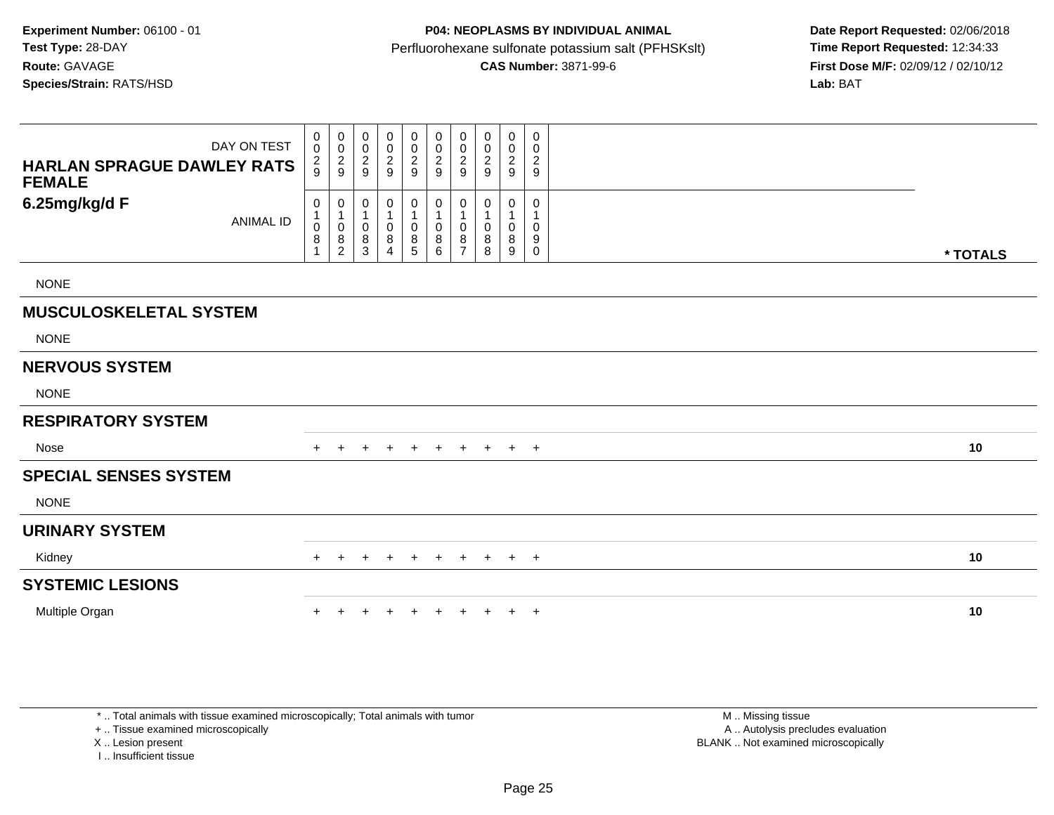**Experiment Number:** 06100 - 01
**Test Type:** 28-DAY
**Route:** GAVAGE
**Species/Strain:** RATS/HSD

**P04: NEOPLASMS BY INDIVIDUAL ANIMAL**
Perfluorohexane sulfonate potassium salt (PFHSKslt)
**CAS Number:** 3871-99-6

**Date Report Requested:** 02/06/2018
**Time Report Requested:** 12:34:33
**First Dose M/F:** 02/09/12 / 02/10/12
**Lab:** BAT

| HARLAN SPRAGUE DAWLEY RATS FEMALE 6.25mg/kg/d F | | | | | | | | | | | |
|---|---|---|---|---|---|---|---|---|---|---|---|
| DAY ON TEST | 0029 | 0029 | 0029 | 0029 | 0029 | 0029 | 0029 | 0029 | 0029 | 0029 | |
| ANIMAL ID | 01081 | 01082 | 01083 | 01084 | 01085 | 01086 | 01087 | 01088 | 01089 | 01090 | * TOTALS |
| NONE | | | | | | | | | | | |
| **MUSCULOSKELETAL SYSTEM** | | | | | | | | | | | |
| NONE | | | | | | | | | | | |
| **NERVOUS SYSTEM** | | | | | | | | | | | |
| NONE | | | | | | | | | | | |
| **RESPIRATORY SYSTEM** | | | | | | | | | | | |
| Nose | + | + | + | + | + | + | + | + | + | + | **10** |
| **SPECIAL SENSES SYSTEM** | | | | | | | | | | | |
| NONE | | | | | | | | | | | |
| **URINARY SYSTEM** | | | | | | | | | | | |
| Kidney | + | + | + | + | + | + | + | + | + | + | **10** |
| **SYSTEMIC LESIONS** | | | | | | | | | | | |
| Multiple Organ | + | + | + | + | + | + | + | + | + | + | **10** |

* .. Total animals with tissue examined microscopically; Total animals with tumor
+ .. Tissue examined microscopically
X .. Lesion present
I .. Insufficient tissue

M .. Missing tissue
A .. Autolysis precludes evaluation
BLANK .. Not examined microscopically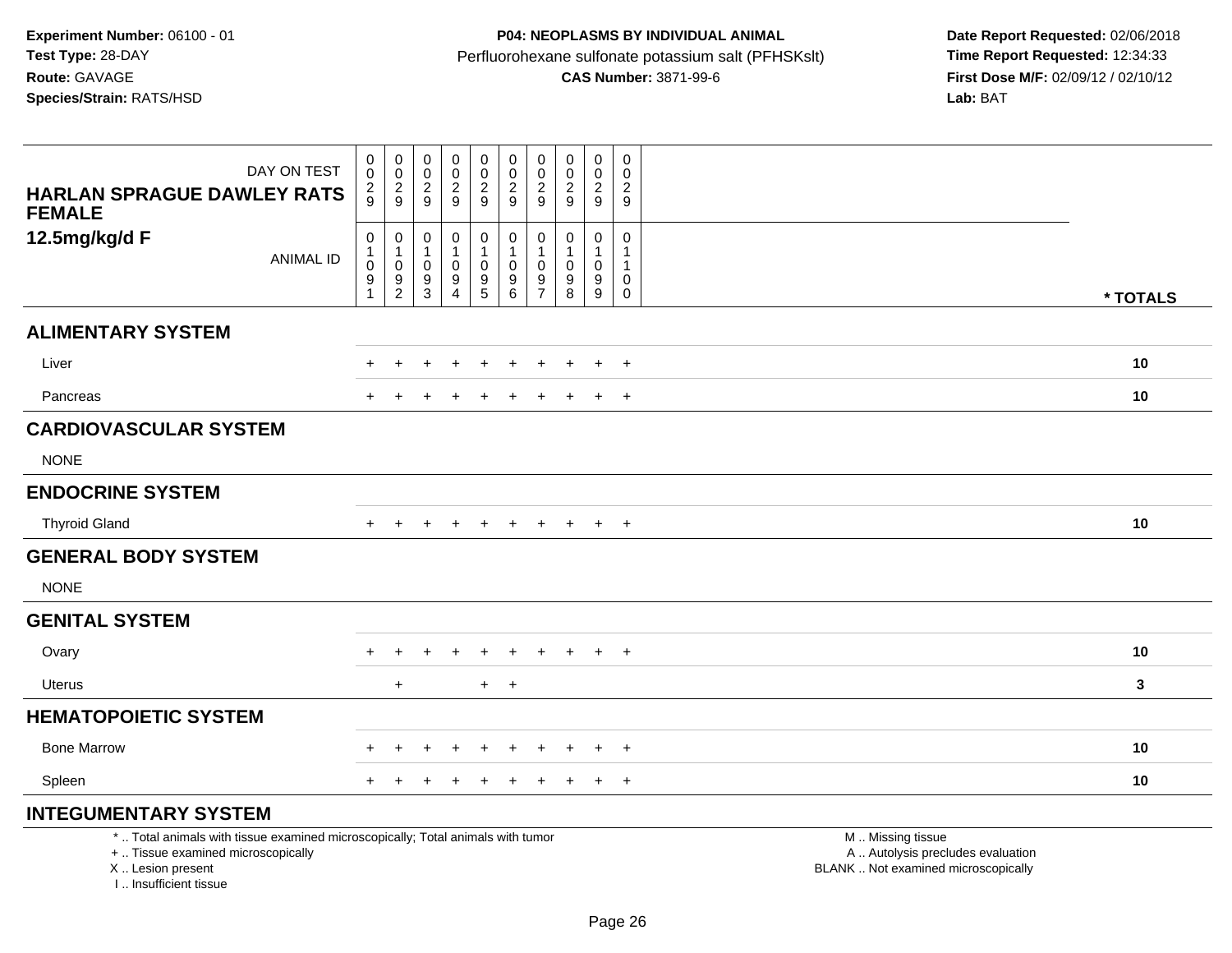**Experiment Number:** 06100 - 01
**Test Type:** 28-DAY
**Route:** GAVAGE
**Species/Strain:** RATS/HSD

**P04: NEOPLASMS BY INDIVIDUAL ANIMAL**
Perfluorohexane sulfonate potassium salt (PFHSKslt)
**CAS Number:** 3871-99-6

**Date Report Requested:** 02/06/2018
**Time Report Requested:** 12:34:33
**First Dose M/F:** 02/09/12 / 02/10/12
**Lab:** BAT

| HARLAN SPRAGUE DAWLEY RATS FEMALE 12.5mg/kg/d F — DAY ON TEST | 0029 | 0029 | 0029 | 0029 | 0029 | 0029 | 0029 | 0029 | 0029 | 0029 | |
|---|---|---|---|---|---|---|---|---|---|---|---|
| ANIMAL ID | 01091 | 01092 | 01093 | 01094 | 01095 | 01096 | 01097 | 01098 | 01099 | 01100 | * TOTALS |
| **ALIMENTARY SYSTEM** | | | | | | | | | | | |
| Liver | + | + | + | + | + | + | + | + | + | + | 10 |
| Pancreas | + | + | + | + | + | + | + | + | + | + | 10 |
| **CARDIOVASCULAR SYSTEM** | | | | | | | | | | | |
| NONE | | | | | | | | | | | |
| **ENDOCRINE SYSTEM** | | | | | | | | | | | |
| Thyroid Gland | + | + | + | + | + | + | + | + | + | + | 10 |
| **GENERAL BODY SYSTEM** | | | | | | | | | | | |
| NONE | | | | | | | | | | | |
| **GENITAL SYSTEM** | | | | | | | | | | | |
| Ovary | + | + | + | + | + | + | + | + | + | + | 10 |
| Uterus | | + | | | + | + | | | | | 3 |
| **HEMATOPOIETIC SYSTEM** | | | | | | | | | | | |
| Bone Marrow | + | + | + | + | + | + | + | + | + | + | 10 |
| Spleen | + | + | + | + | + | + | + | + | + | + | 10 |
| **INTEGUMENTARY SYSTEM** | | | | | | | | | | | |

\* .. Total animals with tissue examined microscopically; Total animals with tumor
\+ .. Tissue examined microscopically
X .. Lesion present
I .. Insufficient tissue

M .. Missing tissue
A .. Autolysis precludes evaluation
BLANK .. Not examined microscopically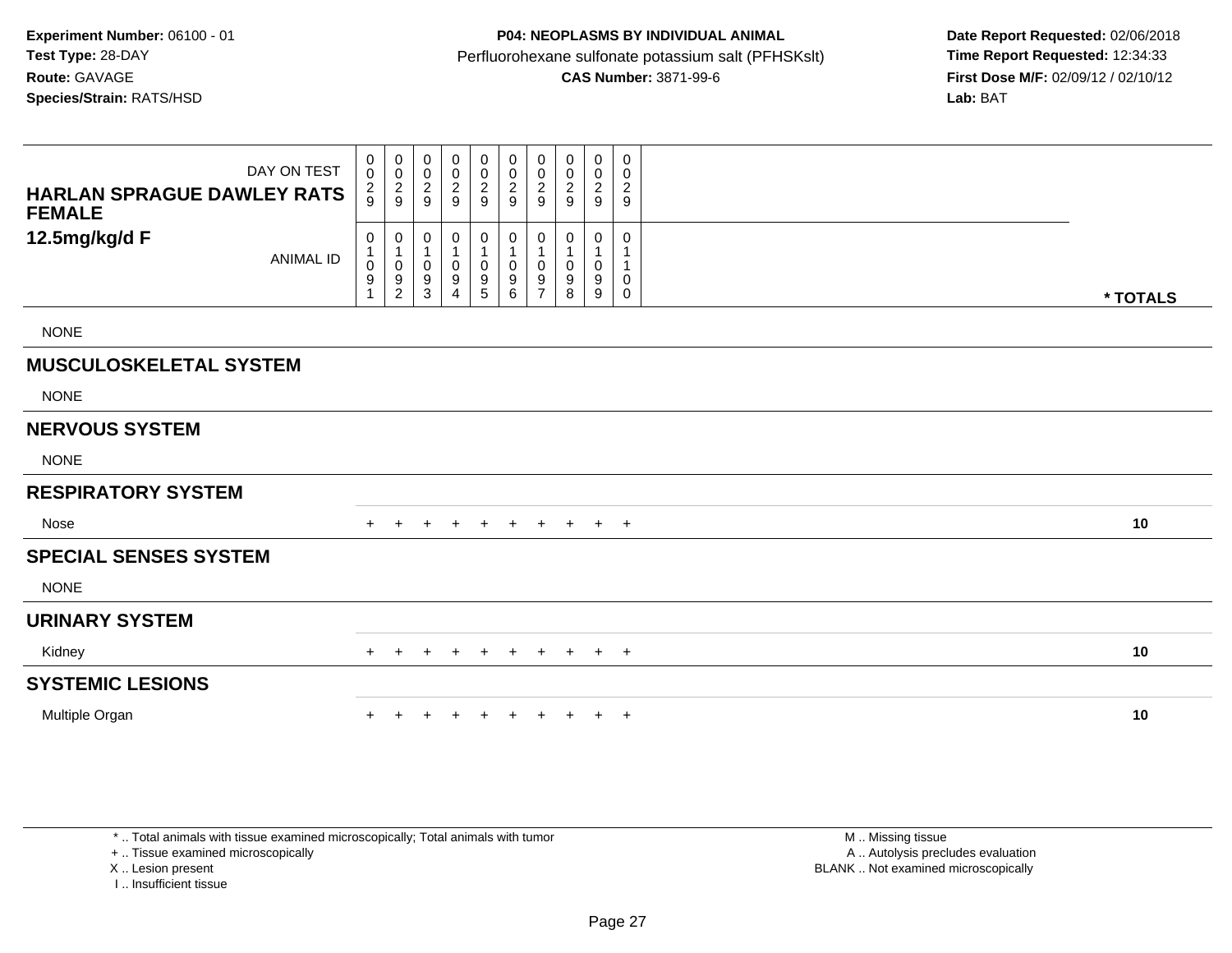**Experiment Number:** 06100 - 01
**Test Type:** 28-DAY
**Route:** GAVAGE
**Species/Strain:** RATS/HSD

**P04: NEOPLASMS BY INDIVIDUAL ANIMAL**
Perfluorohexane sulfonate potassium salt (PFHSKslt)
**CAS Number:** 3871-99-6

**Date Report Requested:** 02/06/2018
**Time Report Requested:** 12:34:33
**First Dose M/F:** 02/09/12 / 02/10/12
**Lab:** BAT

| HARLAN SPRAGUE DAWLEY RATS FEMALE 12.5mg/kg/d F | | | | | | | | | | | |
|---|---|---|---|---|---|---|---|---|---|---|---|
| DAY ON TEST | 0029 | 0029 | 0029 | 0029 | 0029 | 0029 | 0029 | 0029 | 0029 | 0029 | |
| ANIMAL ID | 01091 | 01092 | 01093 | 01094 | 01095 | 01096 | 01097 | 01098 | 01099 | 01100 | * TOTALS |
| NONE | | | | | | | | | | | |
| **MUSCULOSKELETAL SYSTEM** | | | | | | | | | | | |
| NONE | | | | | | | | | | | |
| **NERVOUS SYSTEM** | | | | | | | | | | | |
| NONE | | | | | | | | | | | |
| **RESPIRATORY SYSTEM** | | | | | | | | | | | |
| Nose | + | + | + | + | + | + | + | + | + | + | 10 |
| **SPECIAL SENSES SYSTEM** | | | | | | | | | | | |
| NONE | | | | | | | | | | | |
| **URINARY SYSTEM** | | | | | | | | | | | |
| Kidney | + | + | + | + | + | + | + | + | + | + | 10 |
| **SYSTEMIC LESIONS** | | | | | | | | | | | |
| Multiple Organ | + | + | + | + | + | + | + | + | + | + | 10 |

* .. Total animals with tissue examined microscopically; Total animals with tumor
+ .. Tissue examined microscopically
X .. Lesion present
I .. Insufficient tissue

M .. Missing tissue
A .. Autolysis precludes evaluation
BLANK .. Not examined microscopically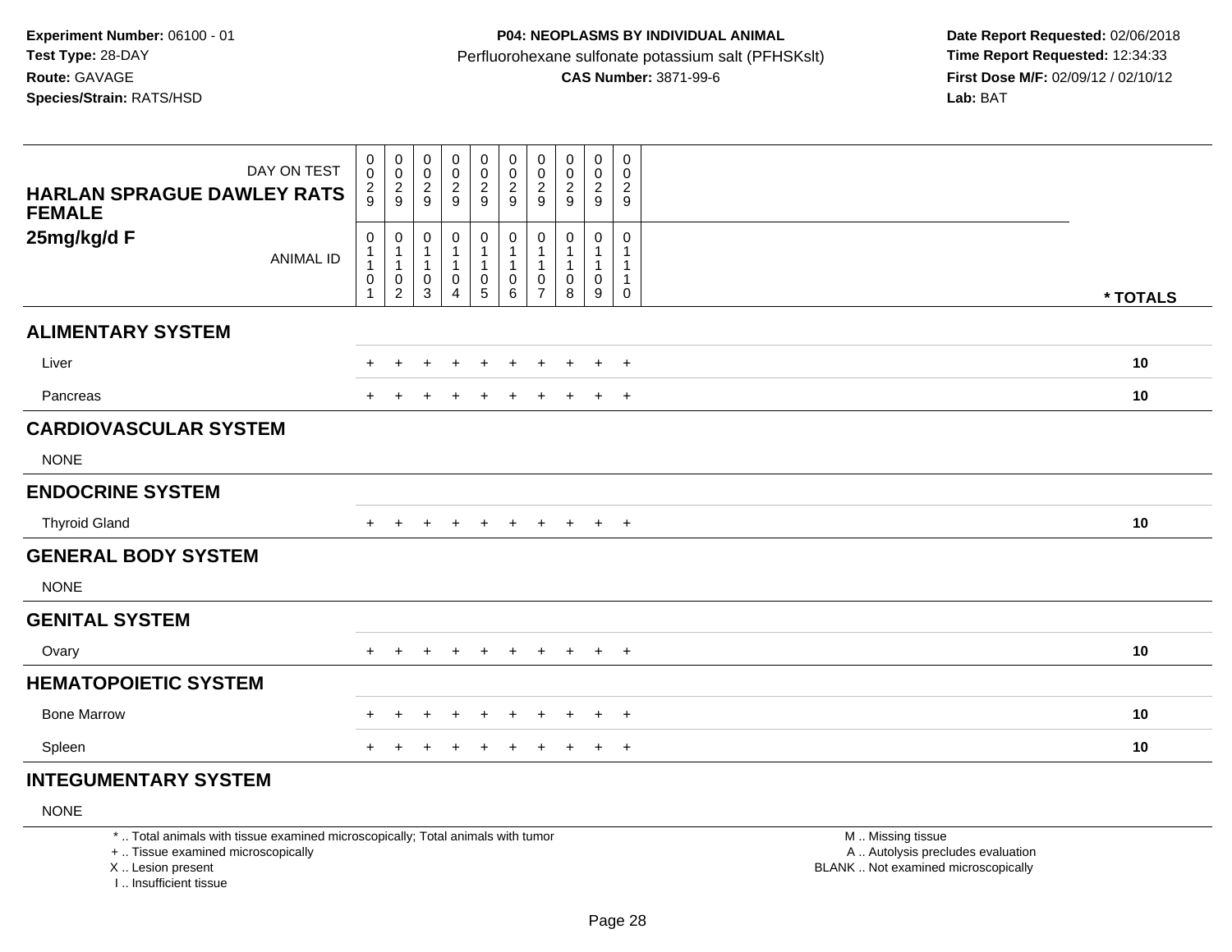**Experiment Number:** 06100 - 01
**Test Type:** 28-DAY
**Route:** GAVAGE
**Species/Strain:** RATS/HSD

**P04: NEOPLASMS BY INDIVIDUAL ANIMAL**
Perfluorohexane sulfonate potassium salt (PFHSKslt)
**CAS Number:** 3871-99-6

**Date Report Requested:** 02/06/2018
**Time Report Requested:** 12:34:33
**First Dose M/F:** 02/09/12 / 02/10/12
**Lab:** BAT

| DAY ON TEST | 0029 | 0029 | 0029 | 0029 | 0029 | 0029 | 0029 | 0029 | 0029 | 0029 | |
|---|---|---|---|---|---|---|---|---|---|---|---|
| **HARLAN SPRAGUE DAWLEY RATS FEMALE 25mg/kg/d F** ANIMAL ID | 01101 | 01102 | 01103 | 01104 | 01105 | 01106 | 01107 | 01108 | 01109 | 01110 | *** TOTALS** |
| **ALIMENTARY SYSTEM** | | | | | | | | | | | |
| Liver | + | + | + | + | + | + | + | + | + | + | **10** |
| Pancreas | + | + | + | + | + | + | + | + | + | + | **10** |
| **CARDIOVASCULAR SYSTEM** | | | | | | | | | | | |
| NONE | | | | | | | | | | | |
| **ENDOCRINE SYSTEM** | | | | | | | | | | | |
| Thyroid Gland | + | + | + | + | + | + | + | + | + | + | **10** |
| **GENERAL BODY SYSTEM** | | | | | | | | | | | |
| NONE | | | | | | | | | | | |
| **GENITAL SYSTEM** | | | | | | | | | | | |
| Ovary | + | + | + | + | + | + | + | + | + | + | **10** |
| **HEMATOPOIETIC SYSTEM** | | | | | | | | | | | |
| Bone Marrow | + | + | + | + | + | + | + | + | + | + | **10** |
| Spleen | + | + | + | + | + | + | + | + | + | + | **10** |
| **INTEGUMENTARY SYSTEM** | | | | | | | | | | | |
| NONE | | | | | | | | | | | |

* .. Total animals with tissue examined microscopically; Total animals with tumor
+ .. Tissue examined microscopically
X .. Lesion present
I .. Insufficient tissue

M .. Missing tissue
A .. Autolysis precludes evaluation
BLANK .. Not examined microscopically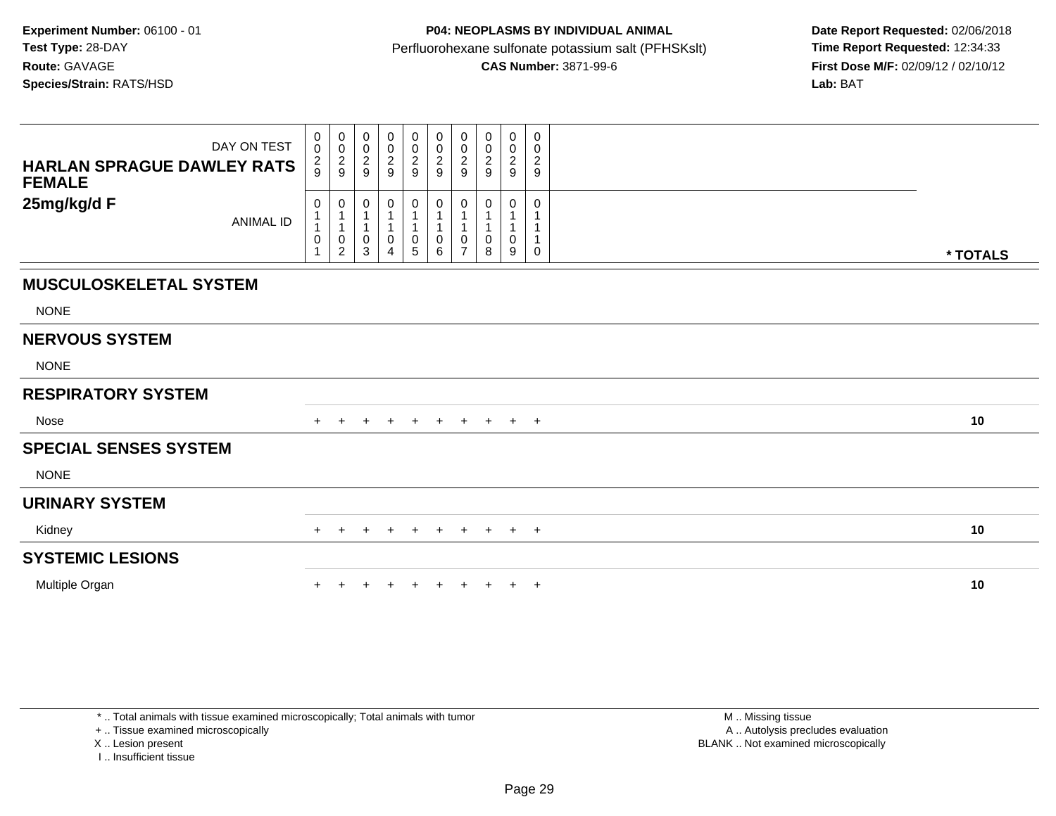**Experiment Number:** 06100 - 01
**Test Type:** 28-DAY
**Route:** GAVAGE
**Species/Strain:** RATS/HSD

**P04: NEOPLASMS BY INDIVIDUAL ANIMAL**
Perfluorohexane sulfonate potassium salt (PFHSKslt)
**CAS Number:** 3871-99-6

**Date Report Requested:** 02/06/2018
**Time Report Requested:** 12:34:33
**First Dose M/F:** 02/09/12 / 02/10/12
**Lab:** BAT

| HARLAN SPRAGUE DAWLEY RATS FEMALE 25mg/kg/d F — DAY ON TEST | 029 | 029 | 029 | 029 | 029 | 029 | 029 | 029 | 029 | 029 | |
|---|---|---|---|---|---|---|---|---|---|---|---|
| ANIMAL ID | 01101 | 01102 | 01103 | 01104 | 01105 | 01106 | 01107 | 01108 | 01109 | 01110 | * TOTALS |
| **MUSCULOSKELETAL SYSTEM** | | | | | | | | | | | |
| NONE | | | | | | | | | | | |
| **NERVOUS SYSTEM** | | | | | | | | | | | |
| NONE | | | | | | | | | | | |
| **RESPIRATORY SYSTEM** | | | | | | | | | | | |
| Nose | + | + | + | + | + | + | + | + | + | + | **10** |
| **SPECIAL SENSES SYSTEM** | | | | | | | | | | | |
| NONE | | | | | | | | | | | |
| **URINARY SYSTEM** | | | | | | | | | | | |
| Kidney | + | + | + | + | + | + | + | + | + | + | **10** |
| **SYSTEMIC LESIONS** | | | | | | | | | | | |
| Multiple Organ | + | + | + | + | + | + | + | + | + | + | **10** |

* .. Total animals with tissue examined microscopically; Total animals with tumor
+ .. Tissue examined microscopically
X .. Lesion present
I .. Insufficient tissue

M .. Missing tissue
A .. Autolysis precludes evaluation
BLANK .. Not examined microscopically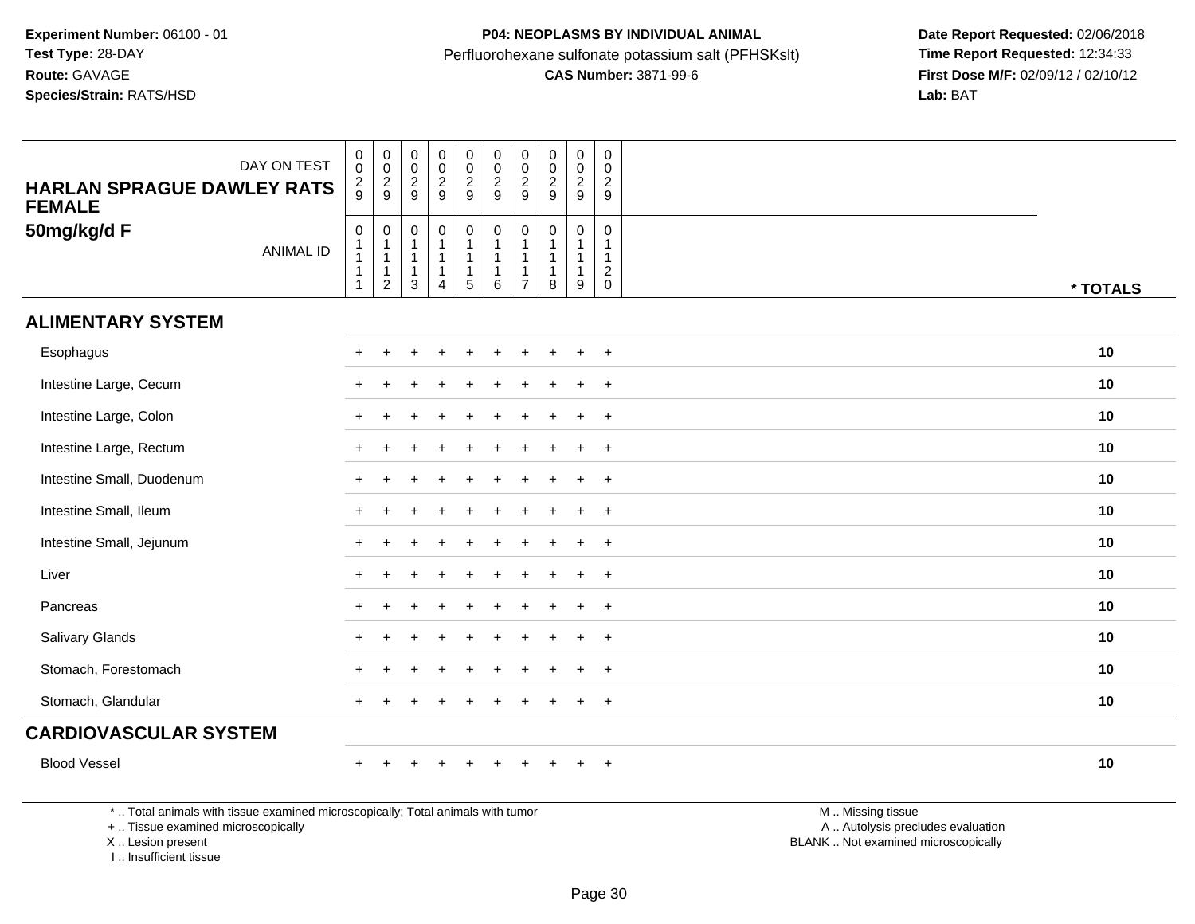**Experiment Number:** 06100 - 01
**Test Type:** 28-DAY
**Route:** GAVAGE
**Species/Strain:** RATS/HSD

**P04: NEOPLASMS BY INDIVIDUAL ANIMAL**
Perfluorohexane sulfonate potassium salt (PFHSKslt)
**CAS Number:** 3871-99-6

**Date Report Requested:** 02/06/2018
**Time Report Requested:** 12:34:33
**First Dose M/F:** 02/09/12 / 02/10/12
**Lab:** BAT

| HARLAN SPRAGUE DAWLEY RATS FEMALE 50mg/kg/d F — DAY ON TEST | 0029 | 0029 | 0029 | 0029 | 0029 | 0029 | 0029 | 0029 | 0029 | 0029 | |
|---|---|---|---|---|---|---|---|---|---|---|---|
| ANIMAL ID | 01111 | 01112 | 01113 | 01114 | 01115 | 01116 | 01117 | 01118 | 01119 | 01120 | * TOTALS |
| **ALIMENTARY SYSTEM** | | | | | | | | | | | |
| Esophagus | + | + | + | + | + | + | + | + | + | + | 10 |
| Intestine Large, Cecum | + | + | + | + | + | + | + | + | + | + | 10 |
| Intestine Large, Colon | + | + | + | + | + | + | + | + | + | + | 10 |
| Intestine Large, Rectum | + | + | + | + | + | + | + | + | + | + | 10 |
| Intestine Small, Duodenum | + | + | + | + | + | + | + | + | + | + | 10 |
| Intestine Small, Ileum | + | + | + | + | + | + | + | + | + | + | 10 |
| Intestine Small, Jejunum | + | + | + | + | + | + | + | + | + | + | 10 |
| Liver | + | + | + | + | + | + | + | + | + | + | 10 |
| Pancreas | + | + | + | + | + | + | + | + | + | + | 10 |
| Salivary Glands | + | + | + | + | + | + | + | + | + | + | 10 |
| Stomach, Forestomach | + | + | + | + | + | + | + | + | + | + | 10 |
| Stomach, Glandular | + | + | + | + | + | + | + | + | + | + | 10 |
| **CARDIOVASCULAR SYSTEM** | | | | | | | | | | | |
| Blood Vessel | + | + | + | + | + | + | + | + | + | + | 10 |

* .. Total animals with tissue examined microscopically; Total animals with tumor
+ .. Tissue examined microscopically
X .. Lesion present
I .. Insufficient tissue

M .. Missing tissue
A .. Autolysis precludes evaluation
BLANK .. Not examined microscopically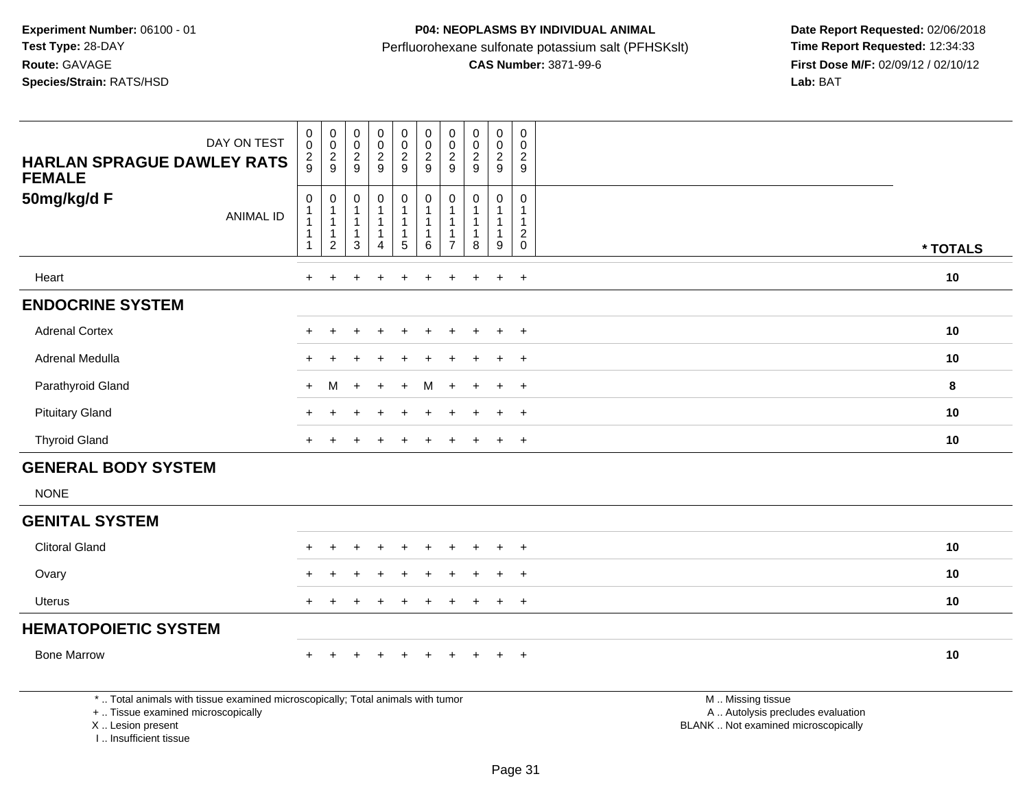**Experiment Number:** 06100 - 01
**Test Type:** 28-DAY
**Route:** GAVAGE
**Species/Strain:** RATS/HSD

**P04: NEOPLASMS BY INDIVIDUAL ANIMAL**
Perfluorohexane sulfonate potassium salt (PFHSKslt)
**CAS Number:** 3871-99-6

**Date Report Requested:** 02/06/2018
**Time Report Requested:** 12:34:33
**First Dose M/F:** 02/09/12 / 02/10/12
**Lab:** BAT

| DAY ON TEST | 0029 | 0029 | 0029 | 0029 | 0029 | 0029 | 0029 | 0029 | 0029 | 0029 | |
|---|---|---|---|---|---|---|---|---|---|---|---|
| **HARLAN SPRAGUE DAWLEY RATS FEMALE** **50mg/kg/d F** ANIMAL ID | 01111 | 01112 | 01113 | 01114 | 01115 | 01116 | 01117 | 01118 | 01119 | 01120 | *** TOTALS** |
| Heart | + | + | + | + | + | + | + | + | + | + | **10** |
| **ENDOCRINE SYSTEM** | | | | | | | | | | | |
| Adrenal Cortex | + | + | + | + | + | + | + | + | + | + | **10** |
| Adrenal Medulla | + | + | + | + | + | + | + | + | + | + | **10** |
| Parathyroid Gland | + | M | + | + | + | M | + | + | + | + | **8** |
| Pituitary Gland | + | + | + | + | + | + | + | + | + | + | **10** |
| Thyroid Gland | + | + | + | + | + | + | + | + | + | + | **10** |
| **GENERAL BODY SYSTEM** | | | | | | | | | | | |
| NONE | | | | | | | | | | | |
| **GENITAL SYSTEM** | | | | | | | | | | | |
| Clitoral Gland | + | + | + | + | + | + | + | + | + | + | **10** |
| Ovary | + | + | + | + | + | + | + | + | + | + | **10** |
| Uterus | + | + | + | + | + | + | + | + | + | + | **10** |
| **HEMATOPOIETIC SYSTEM** | | | | | | | | | | | |
| Bone Marrow | + | + | + | + | + | + | + | + | + | + | **10** |

* .. Total animals with tissue examined microscopically; Total animals with tumor
+ .. Tissue examined microscopically
X .. Lesion present
I .. Insufficient tissue

M .. Missing tissue
A .. Autolysis precludes evaluation
BLANK .. Not examined microscopically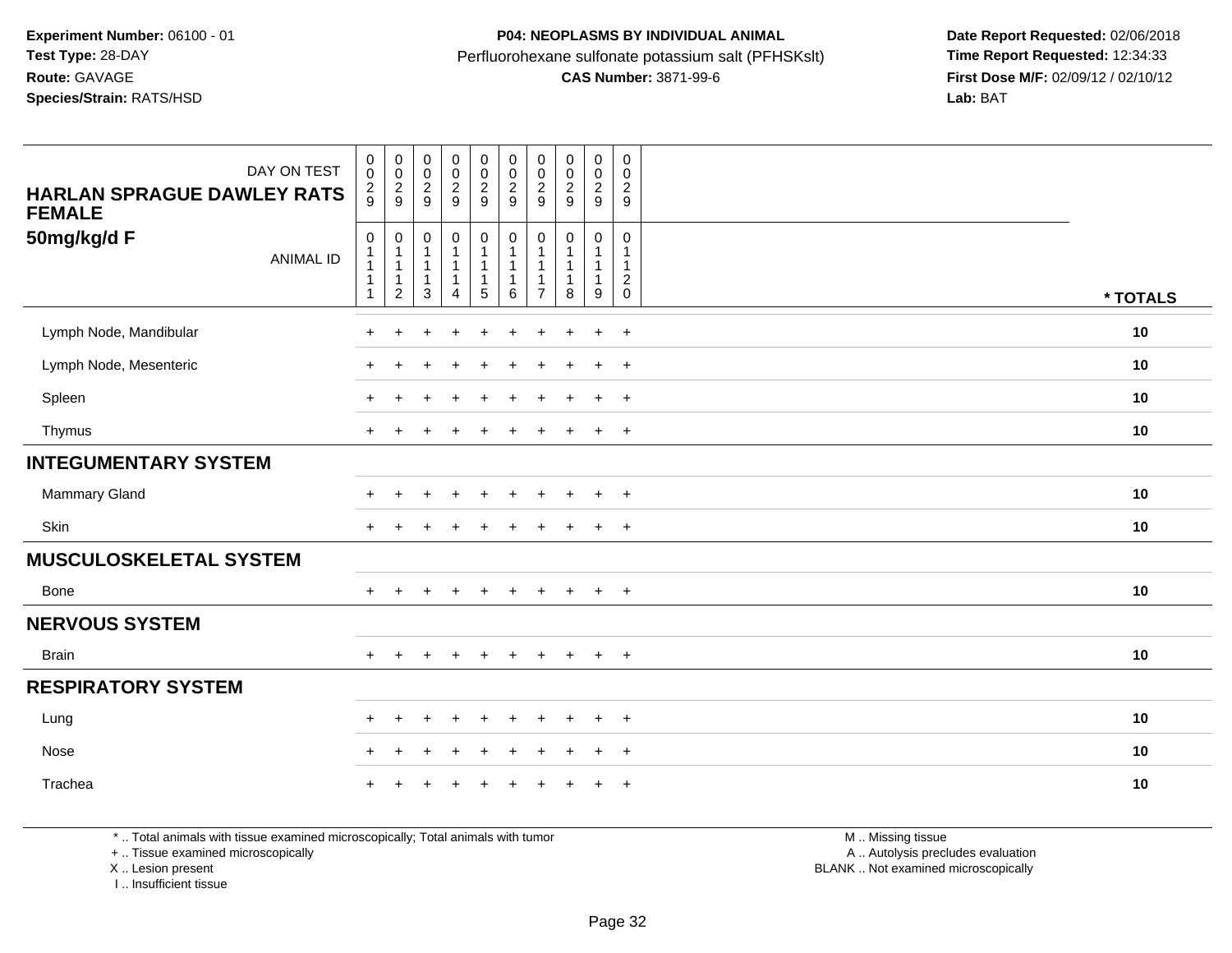**Experiment Number:** 06100 - 01
**Test Type:** 28-DAY
**Route:** GAVAGE
**Species/Strain:** RATS/HSD

**P04: NEOPLASMS BY INDIVIDUAL ANIMAL**
Perfluorohexane sulfonate potassium salt (PFHSKslt)
**CAS Number:** 3871-99-6

**Date Report Requested:** 02/06/2018
**Time Report Requested:** 12:34:33
**First Dose M/F:** 02/09/12 / 02/10/12
**Lab:** BAT

| DAY ON TEST | 0029 | 0029 | 0029 | 0029 | 0029 | 0029 | 0029 | 0029 | 0029 | 0029 | |
|---|---|---|---|---|---|---|---|---|---|---|---|
| **HARLAN SPRAGUE DAWLEY RATS FEMALE 50mg/kg/d F** ANIMAL ID | 01111 | 01112 | 01113 | 01114 | 01115 | 01116 | 01117 | 01118 | 01119 | 01120 | **\* TOTALS** |
| Lymph Node, Mandibular | + | + | + | + | + | + | + | + | + | + | **10** |
| Lymph Node, Mesenteric | + | + | + | + | + | + | + | + | + | + | **10** |
| Spleen | + | + | + | + | + | + | + | + | + | + | **10** |
| Thymus | + | + | + | + | + | + | + | + | + | + | **10** |
| **INTEGUMENTARY SYSTEM** | | | | | | | | | | | |
| Mammary Gland | + | + | + | + | + | + | + | + | + | + | **10** |
| Skin | + | + | + | + | + | + | + | + | + | + | **10** |
| **MUSCULOSKELETAL SYSTEM** | | | | | | | | | | | |
| Bone | + | + | + | + | + | + | + | + | + | + | **10** |
| **NERVOUS SYSTEM** | | | | | | | | | | | |
| Brain | + | + | + | + | + | + | + | + | + | + | **10** |
| **RESPIRATORY SYSTEM** | | | | | | | | | | | |
| Lung | + | + | + | + | + | + | + | + | + | + | **10** |
| Nose | + | + | + | + | + | + | + | + | + | + | **10** |
| Trachea | + | + | + | + | + | + | + | + | + | + | **10** |

\* .. Total animals with tissue examined microscopically; Total animals with tumor
\+ .. Tissue examined microscopically
X .. Lesion present
I .. Insufficient tissue

M .. Missing tissue
A .. Autolysis precludes evaluation
BLANK .. Not examined microscopically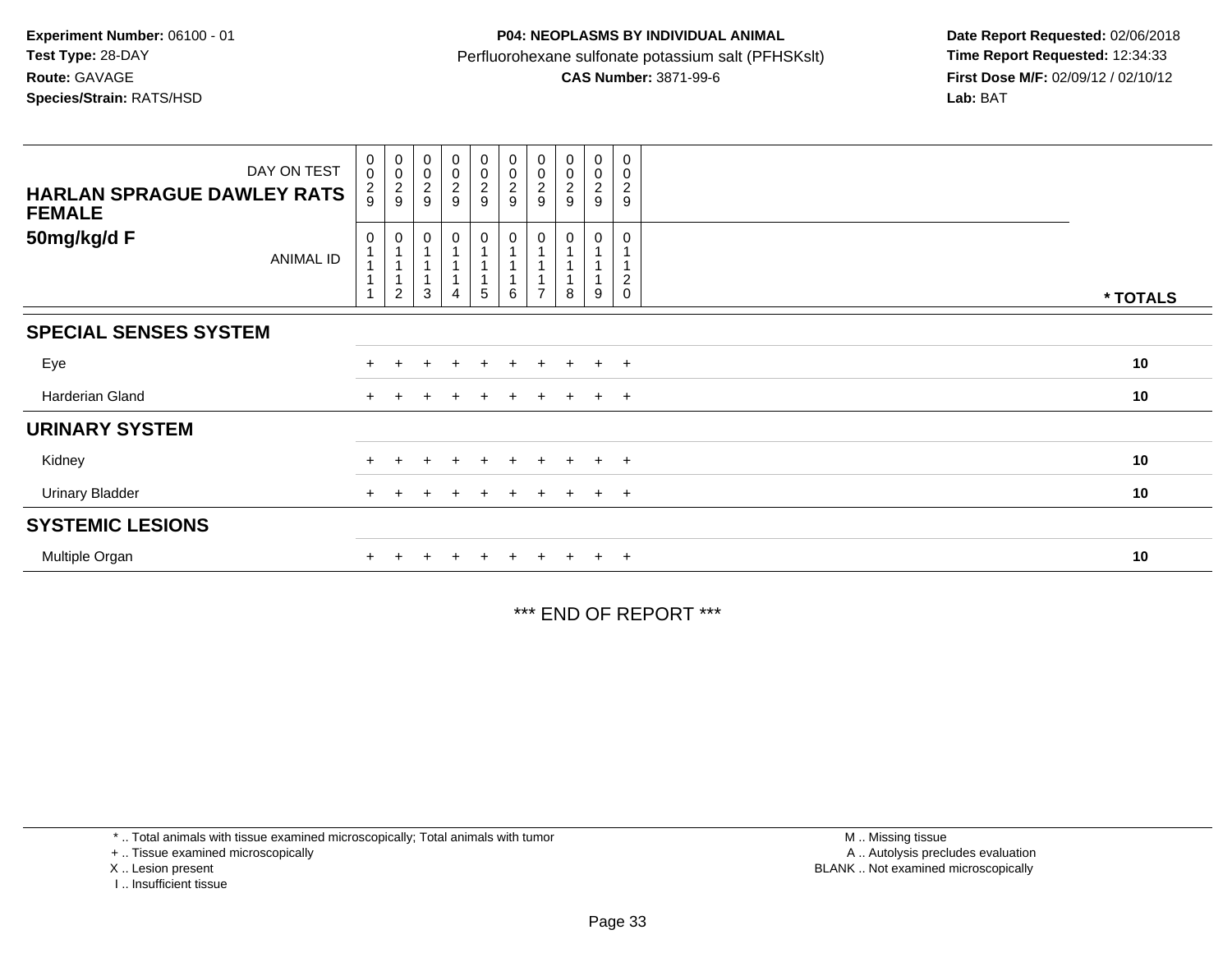**Experiment Number:** 06100 - 01
**Test Type:** 28-DAY
**Route:** GAVAGE
**Species/Strain:** RATS/HSD

**P04: NEOPLASMS BY INDIVIDUAL ANIMAL**
Perfluorohexane sulfonate potassium salt (PFHSKslt)
**CAS Number:** 3871-99-6

**Date Report Requested:** 02/06/2018
**Time Report Requested:** 12:34:33
**First Dose M/F:** 02/09/12 / 02/10/12
**Lab:** BAT

| DAY ON TEST | 0029 | 0029 | 0029 | 0029 | 0029 | 0029 | 0029 | 0029 | 0029 | 0029 | |
|---|---|---|---|---|---|---|---|---|---|---|---|
| **HARLAN SPRAGUE DAWLEY RATS FEMALE 50mg/kg/d F** ANIMAL ID | 01111 | 01112 | 01113 | 01114 | 01115 | 01116 | 01117 | 01118 | 01119 | 01120 | **\* TOTALS** |
| **SPECIAL SENSES SYSTEM** | | | | | | | | | | | |
| Eye | + | + | + | + | + | + | + | + | + | + | **10** |
| Harderian Gland | + | + | + | + | + | + | + | + | + | + | **10** |
| **URINARY SYSTEM** | | | | | | | | | | | |
| Kidney | + | + | + | + | + | + | + | + | + | + | **10** |
| Urinary Bladder | + | + | + | + | + | + | + | + | + | + | **10** |
| **SYSTEMIC LESIONS** | | | | | | | | | | | |
| Multiple Organ | + | + | + | + | + | + | + | + | + | + | **10** |

\*\*\* END OF REPORT \*\*\*

\* .. Total animals with tissue examined microscopically; Total animals with tumor
\+ .. Tissue examined microscopically
X .. Lesion present
I .. Insufficient tissue

M .. Missing tissue
A .. Autolysis precludes evaluation
BLANK .. Not examined microscopically